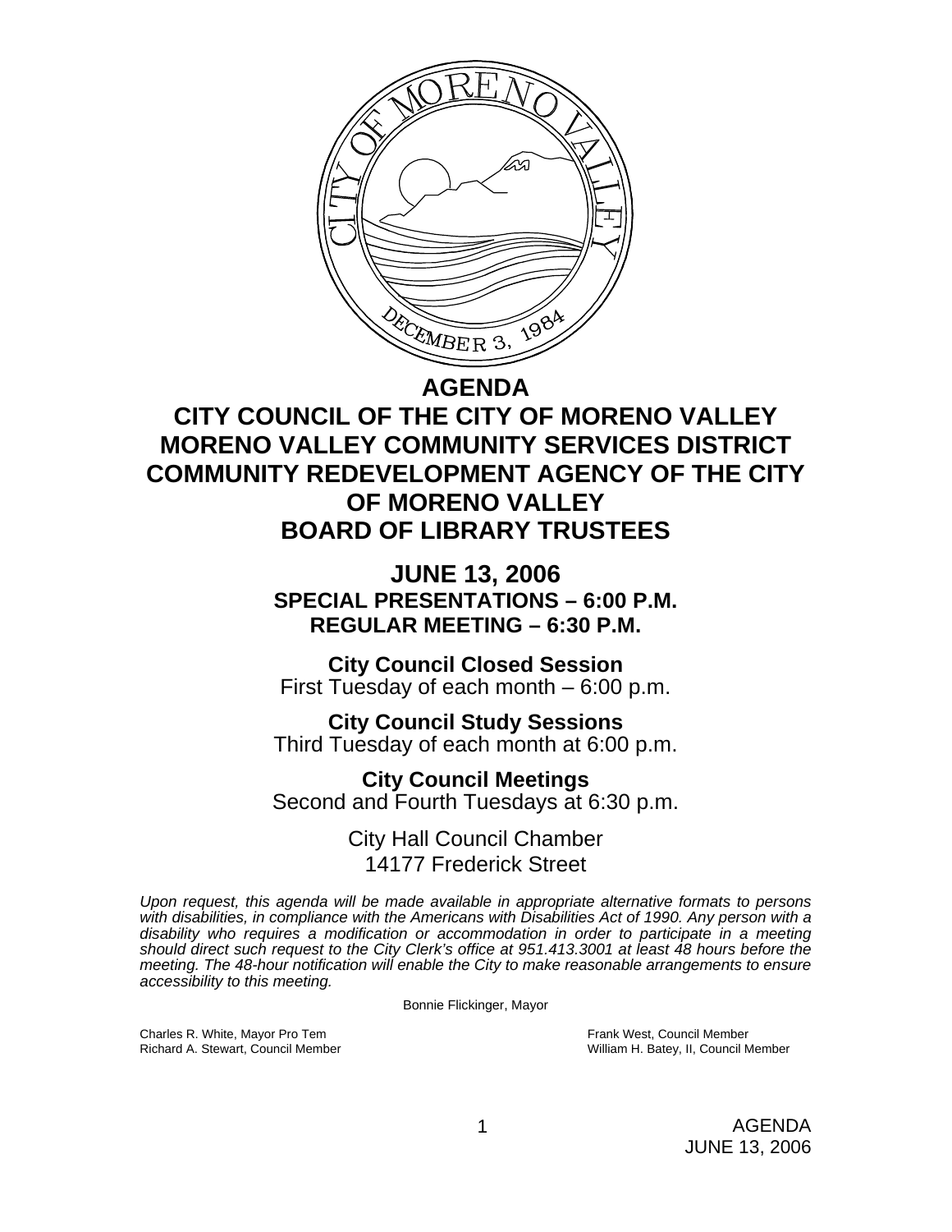# AGENDA

# CITY COUNCIL OF THE CITY OF MORENO VALLEY
# MORENO VALLEY COMMUNITY SERVICES DISTRICT
# COMMUNITY REDEVELOPMENT AGENCY OF THE CITY OF MORENO VALLEY
# BOARD OF LIBRARY TRUSTEES

## JUNE 13, 2006

**SPECIAL PRESENTATIONS – 6:00 P.M.**

**REGULAR MEETING – 6:30 P.M.**

**City Council Closed Session**
First Tuesday of each month – 6:00 p.m.

**City Council Study Sessions**
Third Tuesday of each month at 6:00 p.m.

**City Council Meetings**
Second and Fourth Tuesdays at 6:30 p.m.

City Hall Council Chamber
14177 Frederick Street

*Upon request, this agenda will be made available in appropriate alternative formats to persons with disabilities, in compliance with the Americans with Disabilities Act of 1990. Any person with a disability who requires a modification or accommodation in order to participate in a meeting should direct such request to the City Clerk's office at 951.413.3001 at least 48 hours before the meeting. The 48-hour notification will enable the City to make reasonable arrangements to ensure accessibility to this meeting.*

Bonnie Flickinger, Mayor

Charles R. White, Mayor Pro Tem
Richard A. Stewart, Council Member
Frank West, Council Member
William H. Batey, II, Council Member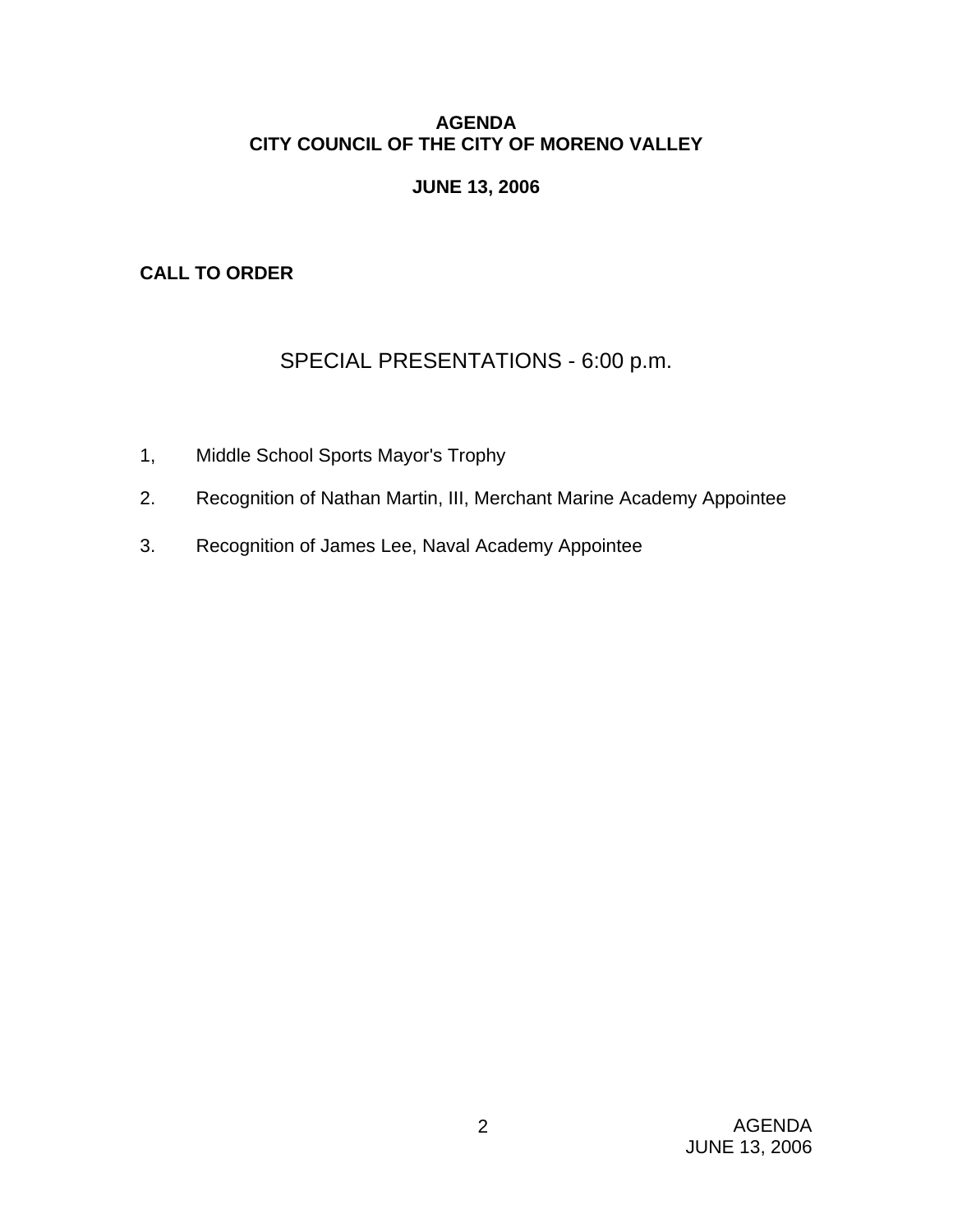**AGENDA**
**CITY COUNCIL OF THE CITY OF MORENO VALLEY**

**JUNE 13, 2006**

**CALL TO ORDER**

## SPECIAL PRESENTATIONS - 6:00 p.m.

1, Middle School Sports Mayor's Trophy

2. Recognition of Nathan Martin, III, Merchant Marine Academy Appointee

3. Recognition of James Lee, Naval Academy Appointee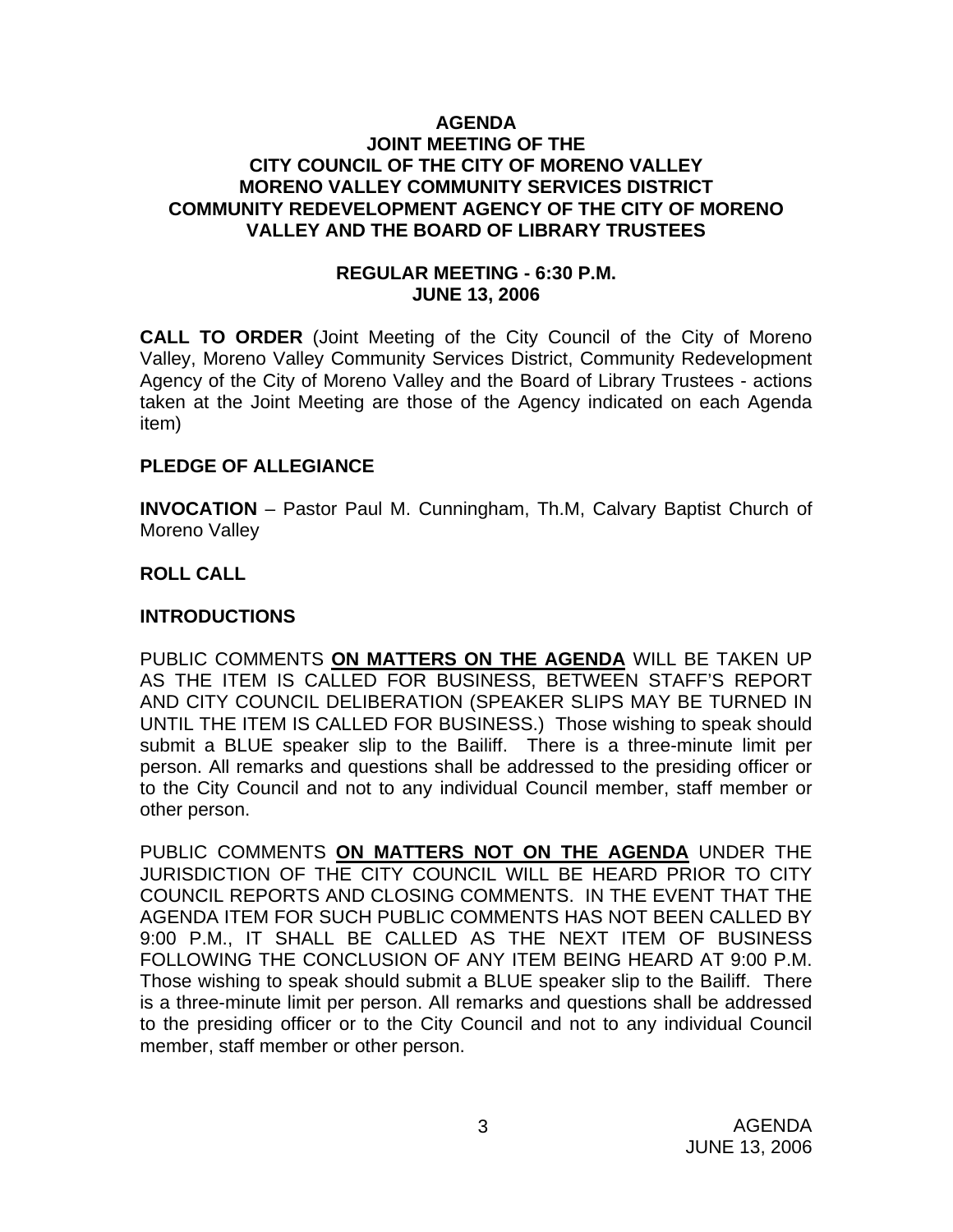**AGENDA**
**JOINT MEETING OF THE**
**CITY COUNCIL OF THE CITY OF MORENO VALLEY**
**MORENO VALLEY COMMUNITY SERVICES DISTRICT**
**COMMUNITY REDEVELOPMENT AGENCY OF THE CITY OF MORENO VALLEY AND THE BOARD OF LIBRARY TRUSTEES**

**REGULAR MEETING - 6:30 P.M.**
**JUNE 13, 2006**

**CALL TO ORDER** (Joint Meeting of the City Council of the City of Moreno Valley, Moreno Valley Community Services District, Community Redevelopment Agency of the City of Moreno Valley and the Board of Library Trustees - actions taken at the Joint Meeting are those of the Agency indicated on each Agenda item)

**PLEDGE OF ALLEGIANCE**

**INVOCATION** – Pastor Paul M. Cunningham, Th.M, Calvary Baptist Church of Moreno Valley

**ROLL CALL**

**INTRODUCTIONS**

PUBLIC COMMENTS **ON MATTERS ON THE AGENDA** WILL BE TAKEN UP AS THE ITEM IS CALLED FOR BUSINESS, BETWEEN STAFF'S REPORT AND CITY COUNCIL DELIBERATION (SPEAKER SLIPS MAY BE TURNED IN UNTIL THE ITEM IS CALLED FOR BUSINESS.) Those wishing to speak should submit a BLUE speaker slip to the Bailiff. There is a three-minute limit per person. All remarks and questions shall be addressed to the presiding officer or to the City Council and not to any individual Council member, staff member or other person.

PUBLIC COMMENTS **ON MATTERS NOT ON THE AGENDA** UNDER THE JURISDICTION OF THE CITY COUNCIL WILL BE HEARD PRIOR TO CITY COUNCIL REPORTS AND CLOSING COMMENTS. IN THE EVENT THAT THE AGENDA ITEM FOR SUCH PUBLIC COMMENTS HAS NOT BEEN CALLED BY 9:00 P.M., IT SHALL BE CALLED AS THE NEXT ITEM OF BUSINESS FOLLOWING THE CONCLUSION OF ANY ITEM BEING HEARD AT 9:00 P.M. Those wishing to speak should submit a BLUE speaker slip to the Bailiff. There is a three-minute limit per person. All remarks and questions shall be addressed to the presiding officer or to the City Council and not to any individual Council member, staff member or other person.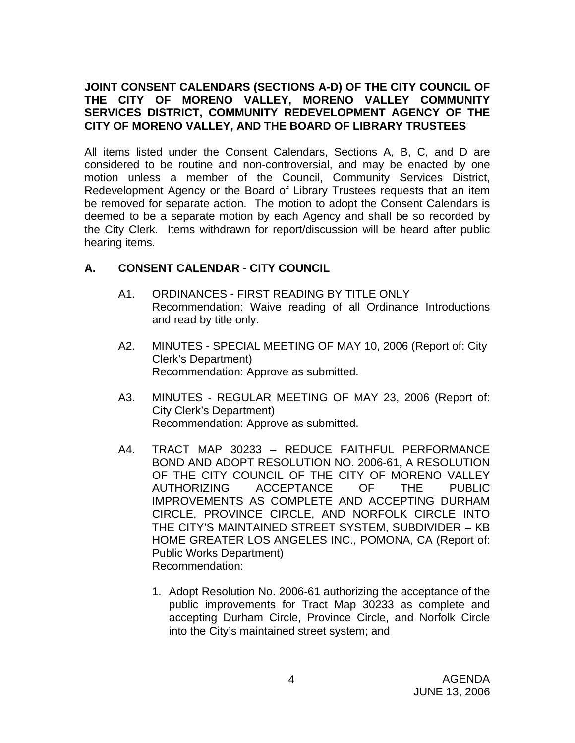**JOINT CONSENT CALENDARS (SECTIONS A-D) OF THE CITY COUNCIL OF THE CITY OF MORENO VALLEY, MORENO VALLEY COMMUNITY SERVICES DISTRICT, COMMUNITY REDEVELOPMENT AGENCY OF THE CITY OF MORENO VALLEY, AND THE BOARD OF LIBRARY TRUSTEES**

All items listed under the Consent Calendars, Sections A, B, C, and D are considered to be routine and non-controversial, and may be enacted by one motion unless a member of the Council, Community Services District, Redevelopment Agency or the Board of Library Trustees requests that an item be removed for separate action. The motion to adopt the Consent Calendars is deemed to be a separate motion by each Agency and shall be so recorded by the City Clerk. Items withdrawn for report/discussion will be heard after public hearing items.

## A. CONSENT CALENDAR - CITY COUNCIL

A1. ORDINANCES - FIRST READING BY TITLE ONLY
Recommendation: Waive reading of all Ordinance Introductions and read by title only.

A2. MINUTES - SPECIAL MEETING OF MAY 10, 2006 (Report of: City Clerk's Department)
Recommendation: Approve as submitted.

A3. MINUTES - REGULAR MEETING OF MAY 23, 2006 (Report of: City Clerk's Department)
Recommendation: Approve as submitted.

A4. TRACT MAP 30233 – REDUCE FAITHFUL PERFORMANCE BOND AND ADOPT RESOLUTION NO. 2006-61, A RESOLUTION OF THE CITY COUNCIL OF THE CITY OF MORENO VALLEY AUTHORIZING ACCEPTANCE OF THE PUBLIC IMPROVEMENTS AS COMPLETE AND ACCEPTING DURHAM CIRCLE, PROVINCE CIRCLE, AND NORFOLK CIRCLE INTO THE CITY'S MAINTAINED STREET SYSTEM, SUBDIVIDER – KB HOME GREATER LOS ANGELES INC., POMONA, CA (Report of: Public Works Department)
Recommendation:

1. Adopt Resolution No. 2006-61 authorizing the acceptance of the public improvements for Tract Map 30233 as complete and accepting Durham Circle, Province Circle, and Norfolk Circle into the City's maintained street system; and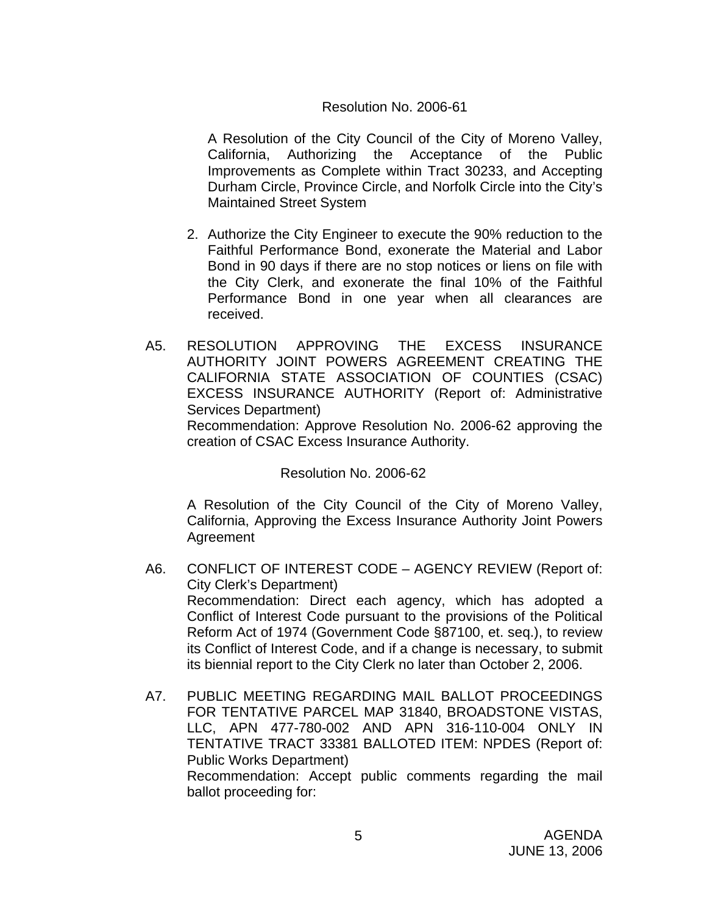Resolution No. 2006-61

A Resolution of the City Council of the City of Moreno Valley, California, Authorizing the Acceptance of the Public Improvements as Complete within Tract 30233, and Accepting Durham Circle, Province Circle, and Norfolk Circle into the City's Maintained Street System

2. Authorize the City Engineer to execute the 90% reduction to the Faithful Performance Bond, exonerate the Material and Labor Bond in 90 days if there are no stop notices or liens on file with the City Clerk, and exonerate the final 10% of the Faithful Performance Bond in one year when all clearances are received.

A5. RESOLUTION APPROVING THE EXCESS INSURANCE AUTHORITY JOINT POWERS AGREEMENT CREATING THE CALIFORNIA STATE ASSOCIATION OF COUNTIES (CSAC) EXCESS INSURANCE AUTHORITY (Report of: Administrative Services Department)
Recommendation: Approve Resolution No. 2006-62 approving the creation of CSAC Excess Insurance Authority.

Resolution No. 2006-62

A Resolution of the City Council of the City of Moreno Valley, California, Approving the Excess Insurance Authority Joint Powers Agreement

A6. CONFLICT OF INTEREST CODE – AGENCY REVIEW (Report of: City Clerk's Department)
Recommendation: Direct each agency, which has adopted a Conflict of Interest Code pursuant to the provisions of the Political Reform Act of 1974 (Government Code §87100, et. seq.), to review its Conflict of Interest Code, and if a change is necessary, to submit its biennial report to the City Clerk no later than October 2, 2006.

A7. PUBLIC MEETING REGARDING MAIL BALLOT PROCEEDINGS FOR TENTATIVE PARCEL MAP 31840, BROADSTONE VISTAS, LLC, APN 477-780-002 AND APN 316-110-004 ONLY IN TENTATIVE TRACT 33381 BALLOTED ITEM: NPDES (Report of: Public Works Department)
Recommendation: Accept public comments regarding the mail ballot proceeding for: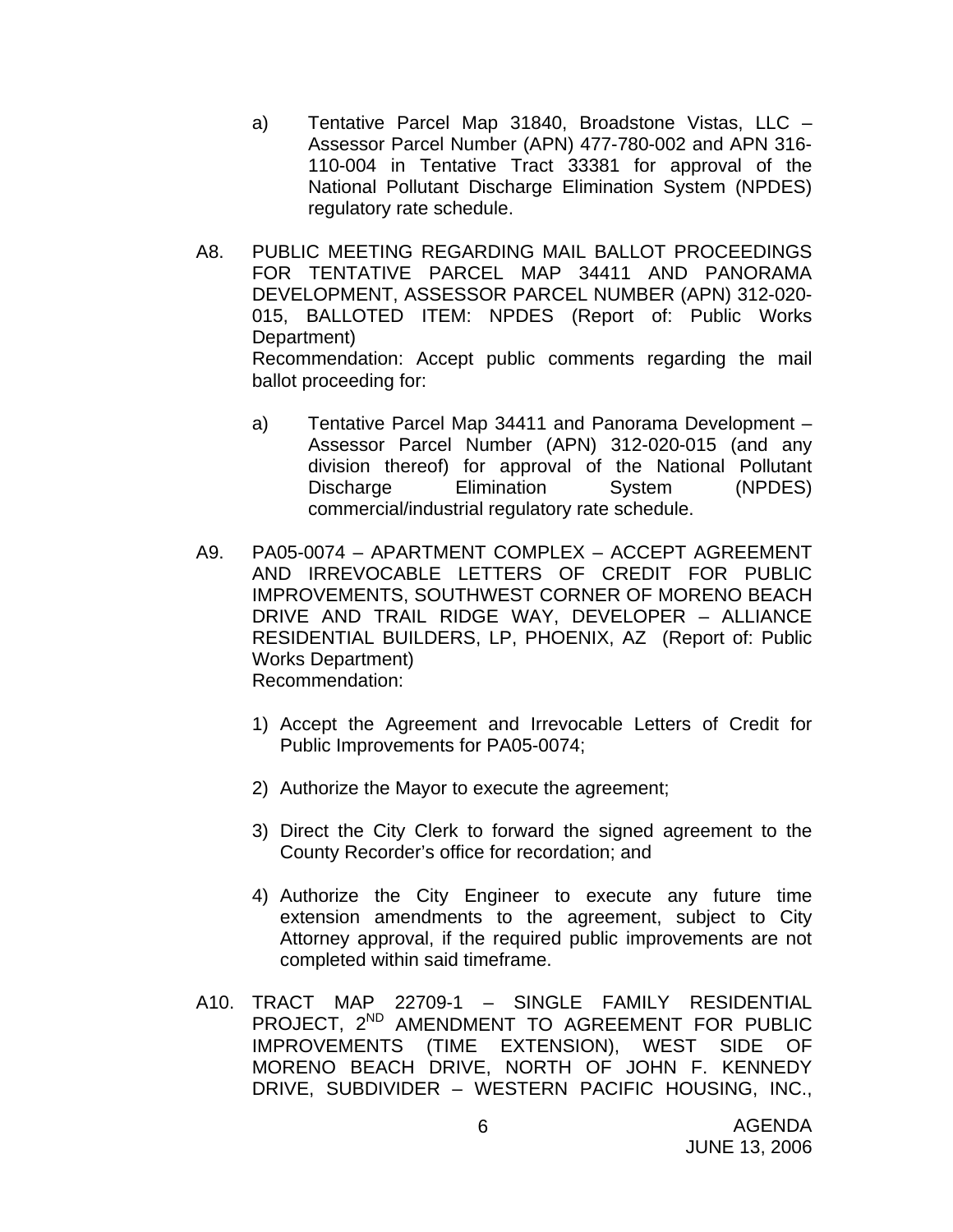a) Tentative Parcel Map 31840, Broadstone Vistas, LLC – Assessor Parcel Number (APN) 477-780-002 and APN 316-110-004 in Tentative Tract 33381 for approval of the National Pollutant Discharge Elimination System (NPDES) regulatory rate schedule.

A8. PUBLIC MEETING REGARDING MAIL BALLOT PROCEEDINGS FOR TENTATIVE PARCEL MAP 34411 AND PANORAMA DEVELOPMENT, ASSESSOR PARCEL NUMBER (APN) 312-020-015, BALLOTED ITEM: NPDES (Report of: Public Works Department)
Recommendation: Accept public comments regarding the mail ballot proceeding for:

a) Tentative Parcel Map 34411 and Panorama Development – Assessor Parcel Number (APN) 312-020-015 (and any division thereof) for approval of the National Pollutant Discharge Elimination System (NPDES) commercial/industrial regulatory rate schedule.

A9. PA05-0074 – APARTMENT COMPLEX – ACCEPT AGREEMENT AND IRREVOCABLE LETTERS OF CREDIT FOR PUBLIC IMPROVEMENTS, SOUTHWEST CORNER OF MORENO BEACH DRIVE AND TRAIL RIDGE WAY, DEVELOPER – ALLIANCE RESIDENTIAL BUILDERS, LP, PHOENIX, AZ (Report of: Public Works Department)
Recommendation:

1) Accept the Agreement and Irrevocable Letters of Credit for Public Improvements for PA05-0074;

2) Authorize the Mayor to execute the agreement;

3) Direct the City Clerk to forward the signed agreement to the County Recorder's office for recordation; and

4) Authorize the City Engineer to execute any future time extension amendments to the agreement, subject to City Attorney approval, if the required public improvements are not completed within said timeframe.

A10. TRACT MAP 22709-1 – SINGLE FAMILY RESIDENTIAL PROJECT, 2ND AMENDMENT TO AGREEMENT FOR PUBLIC IMPROVEMENTS (TIME EXTENSION), WEST SIDE OF MORENO BEACH DRIVE, NORTH OF JOHN F. KENNEDY DRIVE, SUBDIVIDER – WESTERN PACIFIC HOUSING, INC.,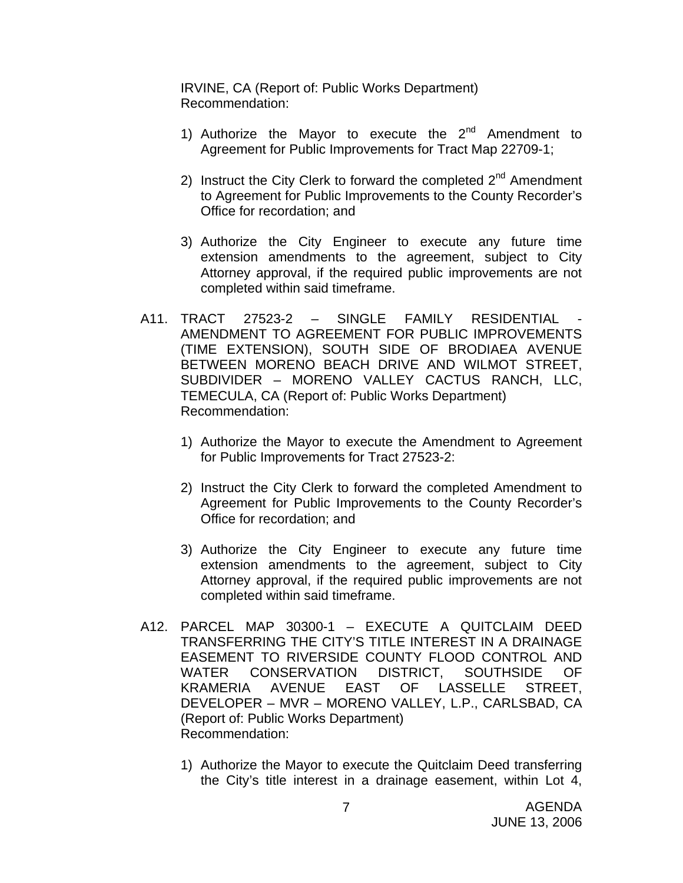IRVINE, CA (Report of: Public Works Department)
Recommendation:

1) Authorize the Mayor to execute the 2nd Amendment to Agreement for Public Improvements for Tract Map 22709-1;

2) Instruct the City Clerk to forward the completed 2nd Amendment to Agreement for Public Improvements to the County Recorder's Office for recordation; and

3) Authorize the City Engineer to execute any future time extension amendments to the agreement, subject to City Attorney approval, if the required public improvements are not completed within said timeframe.

A11. TRACT 27523-2 – SINGLE FAMILY RESIDENTIAL - AMENDMENT TO AGREEMENT FOR PUBLIC IMPROVEMENTS (TIME EXTENSION), SOUTH SIDE OF BRODIAEA AVENUE BETWEEN MORENO BEACH DRIVE AND WILMOT STREET, SUBDIVIDER – MORENO VALLEY CACTUS RANCH, LLC, TEMECULA, CA (Report of: Public Works Department)
Recommendation:

1) Authorize the Mayor to execute the Amendment to Agreement for Public Improvements for Tract 27523-2:

2) Instruct the City Clerk to forward the completed Amendment to Agreement for Public Improvements to the County Recorder's Office for recordation; and

3) Authorize the City Engineer to execute any future time extension amendments to the agreement, subject to City Attorney approval, if the required public improvements are not completed within said timeframe.

A12. PARCEL MAP 30300-1 – EXECUTE A QUITCLAIM DEED TRANSFERRING THE CITY'S TITLE INTEREST IN A DRAINAGE EASEMENT TO RIVERSIDE COUNTY FLOOD CONTROL AND WATER CONSERVATION DISTRICT, SOUTHSIDE OF KRAMERIA AVENUE EAST OF LASSELLE STREET, DEVELOPER – MVR – MORENO VALLEY, L.P., CARLSBAD, CA (Report of: Public Works Department)
Recommendation:

1) Authorize the Mayor to execute the Quitclaim Deed transferring the City's title interest in a drainage easement, within Lot 4,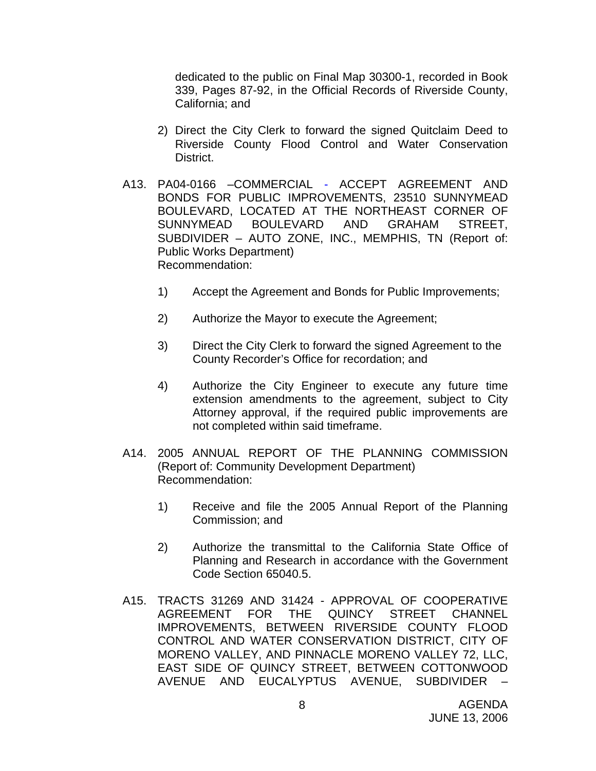dedicated to the public on Final Map 30300-1, recorded in Book 339, Pages 87-92, in the Official Records of Riverside County, California; and

2) Direct the City Clerk to forward the signed Quitclaim Deed to Riverside County Flood Control and Water Conservation District.

A13. PA04-0166 –COMMERCIAL - ACCEPT AGREEMENT AND BONDS FOR PUBLIC IMPROVEMENTS, 23510 SUNNYMEAD BOULEVARD, LOCATED AT THE NORTHEAST CORNER OF SUNNYMEAD BOULEVARD AND GRAHAM STREET, SUBDIVIDER – AUTO ZONE, INC., MEMPHIS, TN (Report of: Public Works Department)
Recommendation:

1) Accept the Agreement and Bonds for Public Improvements;

2) Authorize the Mayor to execute the Agreement;

3) Direct the City Clerk to forward the signed Agreement to the County Recorder's Office for recordation; and

4) Authorize the City Engineer to execute any future time extension amendments to the agreement, subject to City Attorney approval, if the required public improvements are not completed within said timeframe.

A14. 2005 ANNUAL REPORT OF THE PLANNING COMMISSION (Report of: Community Development Department)
Recommendation:

1) Receive and file the 2005 Annual Report of the Planning Commission; and

2) Authorize the transmittal to the California State Office of Planning and Research in accordance with the Government Code Section 65040.5.

A15. TRACTS 31269 AND 31424 - APPROVAL OF COOPERATIVE AGREEMENT FOR THE QUINCY STREET CHANNEL IMPROVEMENTS, BETWEEN RIVERSIDE COUNTY FLOOD CONTROL AND WATER CONSERVATION DISTRICT, CITY OF MORENO VALLEY, AND PINNACLE MORENO VALLEY 72, LLC, EAST SIDE OF QUINCY STREET, BETWEEN COTTONWOOD AVENUE AND EUCALYPTUS AVENUE, SUBDIVIDER –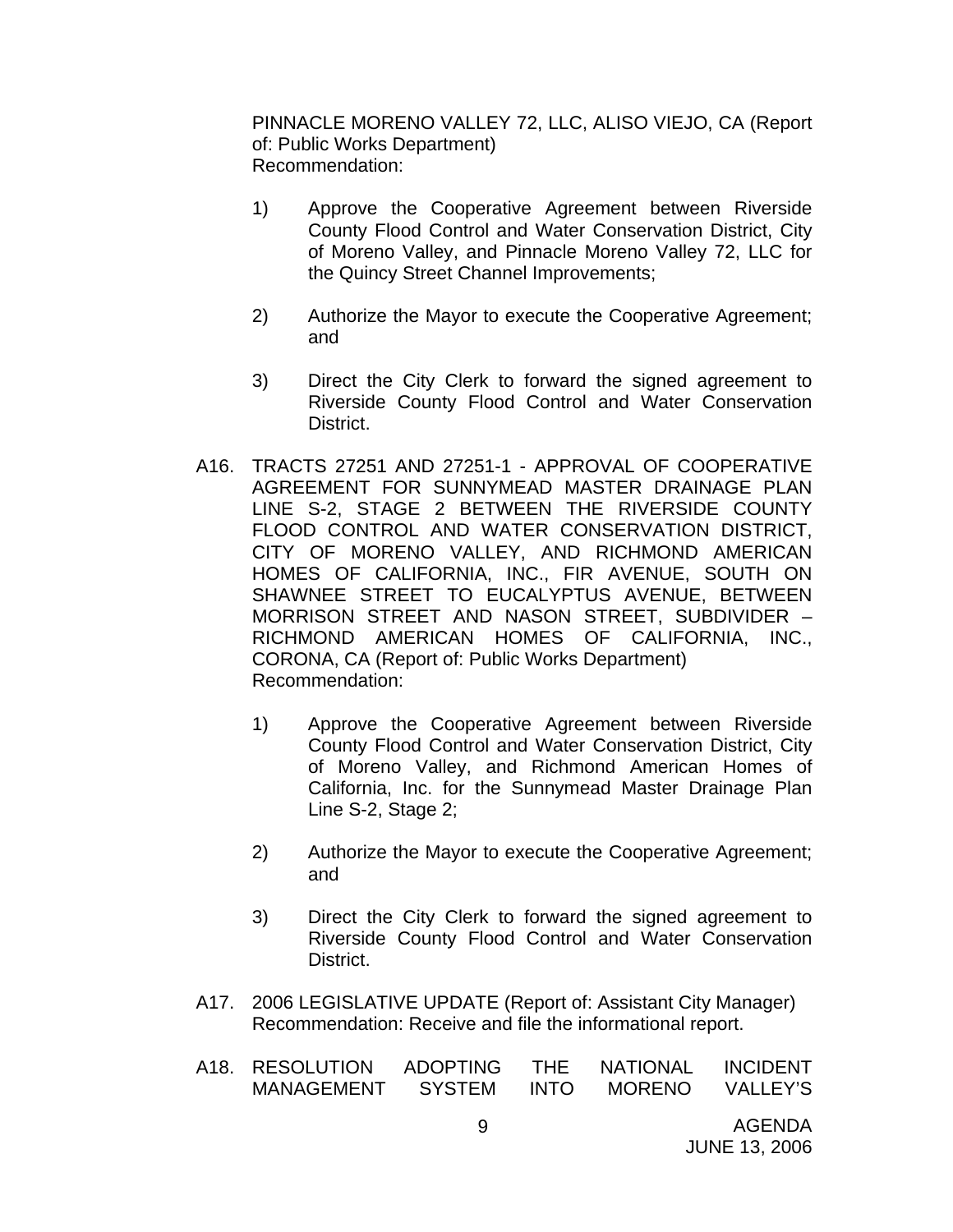PINNACLE MORENO VALLEY 72, LLC, ALISO VIEJO, CA (Report of: Public Works Department)
Recommendation:

1) Approve the Cooperative Agreement between Riverside County Flood Control and Water Conservation District, City of Moreno Valley, and Pinnacle Moreno Valley 72, LLC for the Quincy Street Channel Improvements;

2) Authorize the Mayor to execute the Cooperative Agreement; and

3) Direct the City Clerk to forward the signed agreement to Riverside County Flood Control and Water Conservation District.

A16. TRACTS 27251 AND 27251-1 - APPROVAL OF COOPERATIVE AGREEMENT FOR SUNNYMEAD MASTER DRAINAGE PLAN LINE S-2, STAGE 2 BETWEEN THE RIVERSIDE COUNTY FLOOD CONTROL AND WATER CONSERVATION DISTRICT, CITY OF MORENO VALLEY, AND RICHMOND AMERICAN HOMES OF CALIFORNIA, INC., FIR AVENUE, SOUTH ON SHAWNEE STREET TO EUCALYPTUS AVENUE, BETWEEN MORRISON STREET AND NASON STREET, SUBDIVIDER – RICHMOND AMERICAN HOMES OF CALIFORNIA, INC., CORONA, CA (Report of: Public Works Department)
Recommendation:

1) Approve the Cooperative Agreement between Riverside County Flood Control and Water Conservation District, City of Moreno Valley, and Richmond American Homes of California, Inc. for the Sunnymead Master Drainage Plan Line S-2, Stage 2;

2) Authorize the Mayor to execute the Cooperative Agreement; and

3) Direct the City Clerk to forward the signed agreement to Riverside County Flood Control and Water Conservation District.

A17. 2006 LEGISLATIVE UPDATE (Report of: Assistant City Manager)
Recommendation: Receive and file the informational report.

A18. RESOLUTION ADOPTING THE NATIONAL INCIDENT MANAGEMENT SYSTEM INTO MORENO VALLEY'S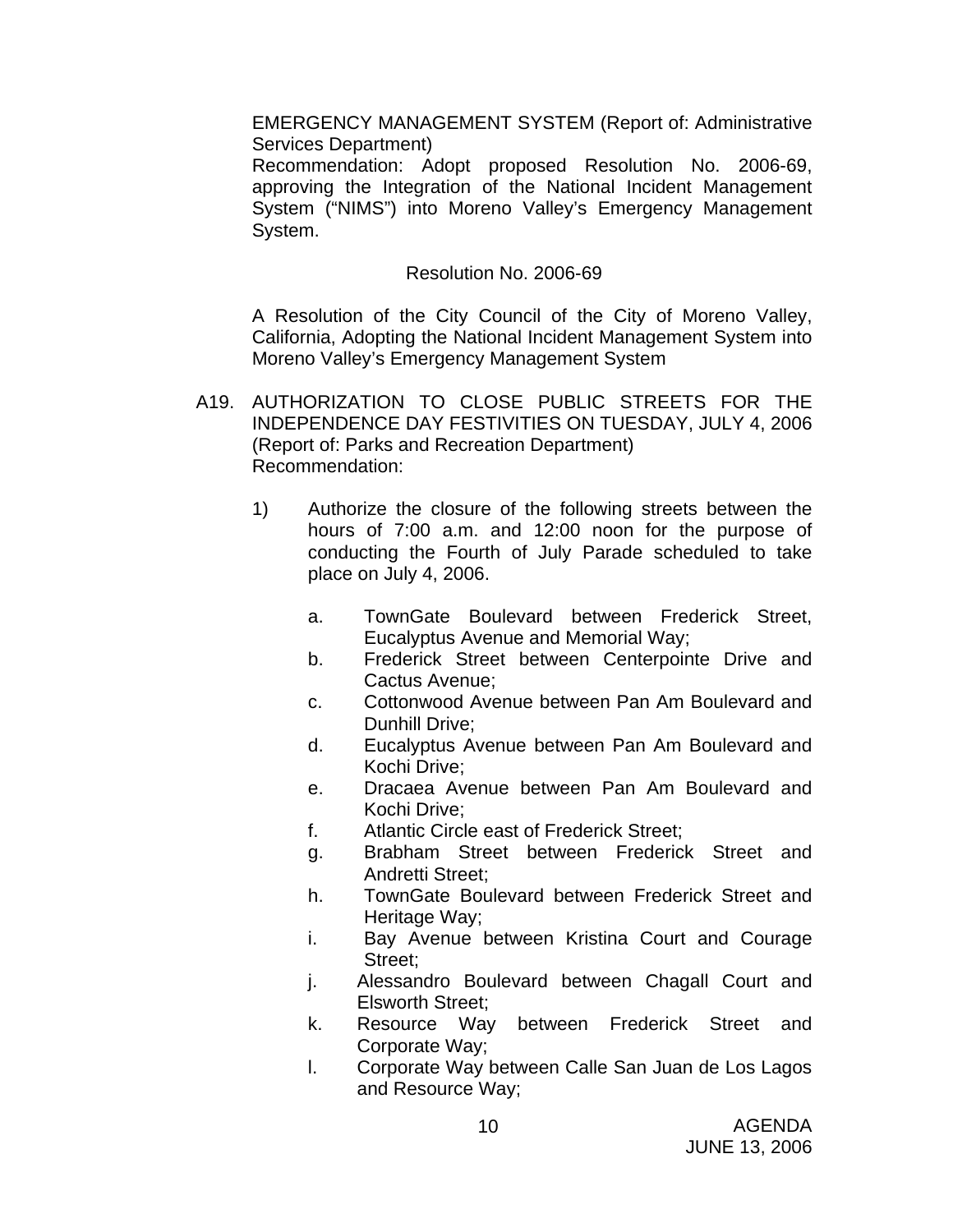EMERGENCY MANAGEMENT SYSTEM (Report of: Administrative Services Department)
Recommendation: Adopt proposed Resolution No. 2006-69, approving the Integration of the National Incident Management System ("NIMS") into Moreno Valley's Emergency Management System.

Resolution No. 2006-69

A Resolution of the City Council of the City of Moreno Valley, California, Adopting the National Incident Management System into Moreno Valley's Emergency Management System

A19. AUTHORIZATION TO CLOSE PUBLIC STREETS FOR THE INDEPENDENCE DAY FESTIVITIES ON TUESDAY, JULY 4, 2006 (Report of: Parks and Recreation Department)
Recommendation:

1) Authorize the closure of the following streets between the hours of 7:00 a.m. and 12:00 noon for the purpose of conducting the Fourth of July Parade scheduled to take place on July 4, 2006.

   a. TownGate Boulevard between Frederick Street, Eucalyptus Avenue and Memorial Way;
   b. Frederick Street between Centerpointe Drive and Cactus Avenue;
   c. Cottonwood Avenue between Pan Am Boulevard and Dunhill Drive;
   d. Eucalyptus Avenue between Pan Am Boulevard and Kochi Drive;
   e. Dracaea Avenue between Pan Am Boulevard and Kochi Drive;
   f. Atlantic Circle east of Frederick Street;
   g. Brabham Street between Frederick Street and Andretti Street;
   h. TownGate Boulevard between Frederick Street and Heritage Way;
   i. Bay Avenue between Kristina Court and Courage Street;
   j. Alessandro Boulevard between Chagall Court and Elsworth Street;
   k. Resource Way between Frederick Street and Corporate Way;
   l. Corporate Way between Calle San Juan de Los Lagos and Resource Way;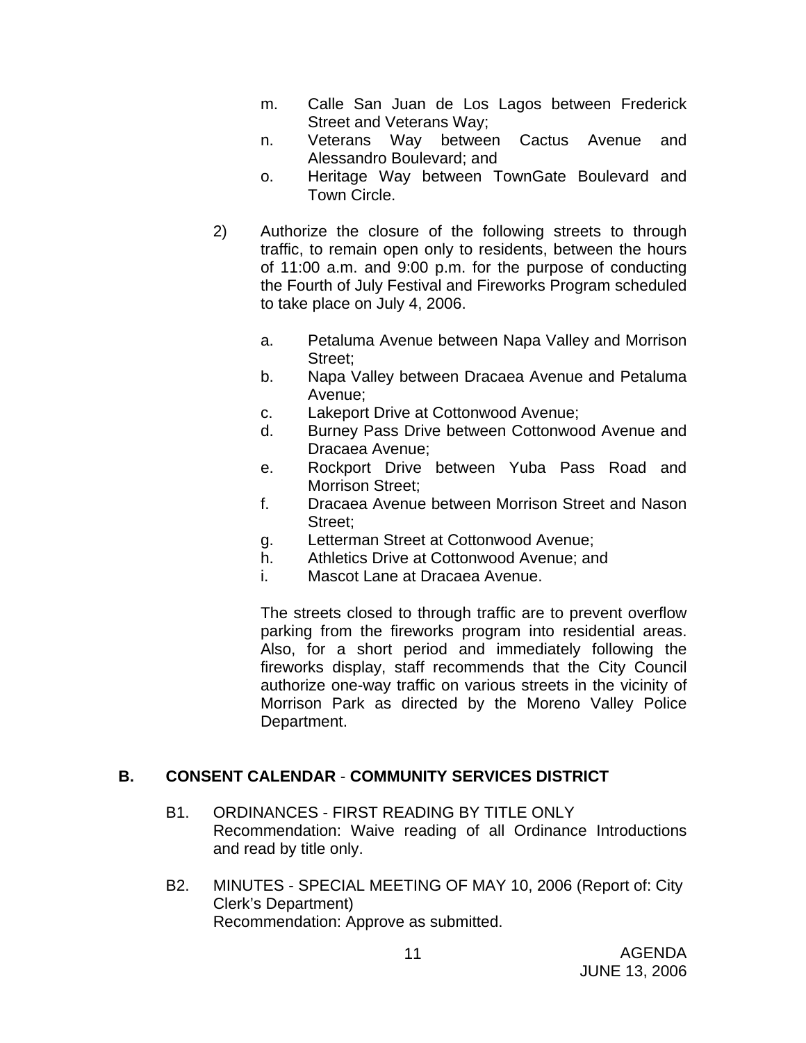m. Calle San Juan de Los Lagos between Frederick Street and Veterans Way;
n. Veterans Way between Cactus Avenue and Alessandro Boulevard; and
o. Heritage Way between TownGate Boulevard and Town Circle.

2) Authorize the closure of the following streets to through traffic, to remain open only to residents, between the hours of 11:00 a.m. and 9:00 p.m. for the purpose of conducting the Fourth of July Festival and Fireworks Program scheduled to take place on July 4, 2006.

a. Petaluma Avenue between Napa Valley and Morrison Street;
b. Napa Valley between Dracaea Avenue and Petaluma Avenue;
c. Lakeport Drive at Cottonwood Avenue;
d. Burney Pass Drive between Cottonwood Avenue and Dracaea Avenue;
e. Rockport Drive between Yuba Pass Road and Morrison Street;
f. Dracaea Avenue between Morrison Street and Nason Street;
g. Letterman Street at Cottonwood Avenue;
h. Athletics Drive at Cottonwood Avenue; and
i. Mascot Lane at Dracaea Avenue.

The streets closed to through traffic are to prevent overflow parking from the fireworks program into residential areas. Also, for a short period and immediately following the fireworks display, staff recommends that the City Council authorize one-way traffic on various streets in the vicinity of Morrison Park as directed by the Moreno Valley Police Department.

## B. CONSENT CALENDAR - COMMUNITY SERVICES DISTRICT

B1. ORDINANCES - FIRST READING BY TITLE ONLY
Recommendation: Waive reading of all Ordinance Introductions and read by title only.

B2. MINUTES - SPECIAL MEETING OF MAY 10, 2006 (Report of: City Clerk's Department)
Recommendation: Approve as submitted.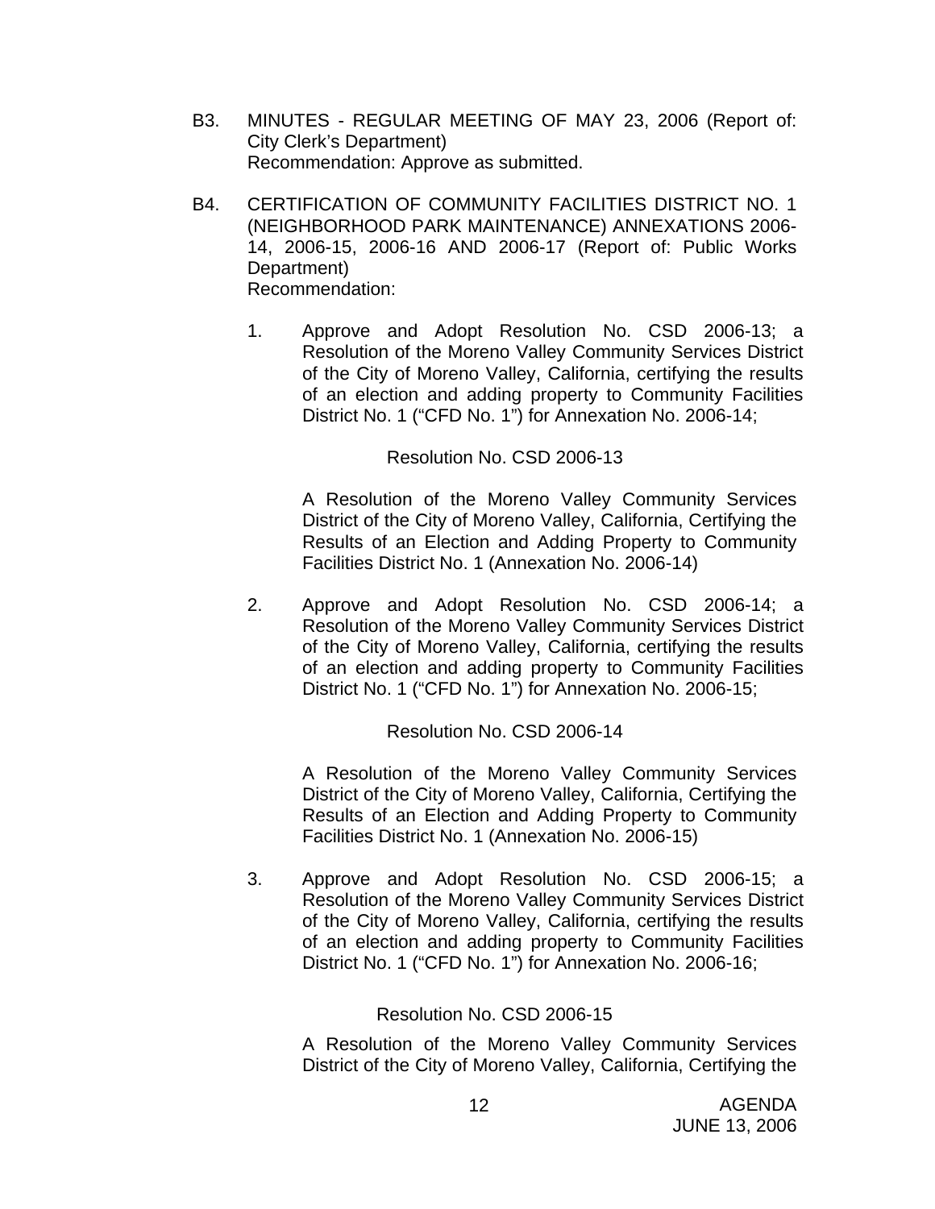B3. MINUTES - REGULAR MEETING OF MAY 23, 2006 (Report of: City Clerk's Department)
Recommendation: Approve as submitted.

B4. CERTIFICATION OF COMMUNITY FACILITIES DISTRICT NO. 1 (NEIGHBORHOOD PARK MAINTENANCE) ANNEXATIONS 2006-14, 2006-15, 2006-16 AND 2006-17 (Report of: Public Works Department)
Recommendation:

1. Approve and Adopt Resolution No. CSD 2006-13; a Resolution of the Moreno Valley Community Services District of the City of Moreno Valley, California, certifying the results of an election and adding property to Community Facilities District No. 1 ("CFD No. 1") for Annexation No. 2006-14;

   Resolution No. CSD 2006-13

   A Resolution of the Moreno Valley Community Services District of the City of Moreno Valley, California, Certifying the Results of an Election and Adding Property to Community Facilities District No. 1 (Annexation No. 2006-14)

2. Approve and Adopt Resolution No. CSD 2006-14; a Resolution of the Moreno Valley Community Services District of the City of Moreno Valley, California, certifying the results of an election and adding property to Community Facilities District No. 1 ("CFD No. 1") for Annexation No. 2006-15;

   Resolution No. CSD 2006-14

   A Resolution of the Moreno Valley Community Services District of the City of Moreno Valley, California, Certifying the Results of an Election and Adding Property to Community Facilities District No. 1 (Annexation No. 2006-15)

3. Approve and Adopt Resolution No. CSD 2006-15; a Resolution of the Moreno Valley Community Services District of the City of Moreno Valley, California, certifying the results of an election and adding property to Community Facilities District No. 1 ("CFD No. 1") for Annexation No. 2006-16;

   Resolution No. CSD 2006-15

   A Resolution of the Moreno Valley Community Services District of the City of Moreno Valley, California, Certifying the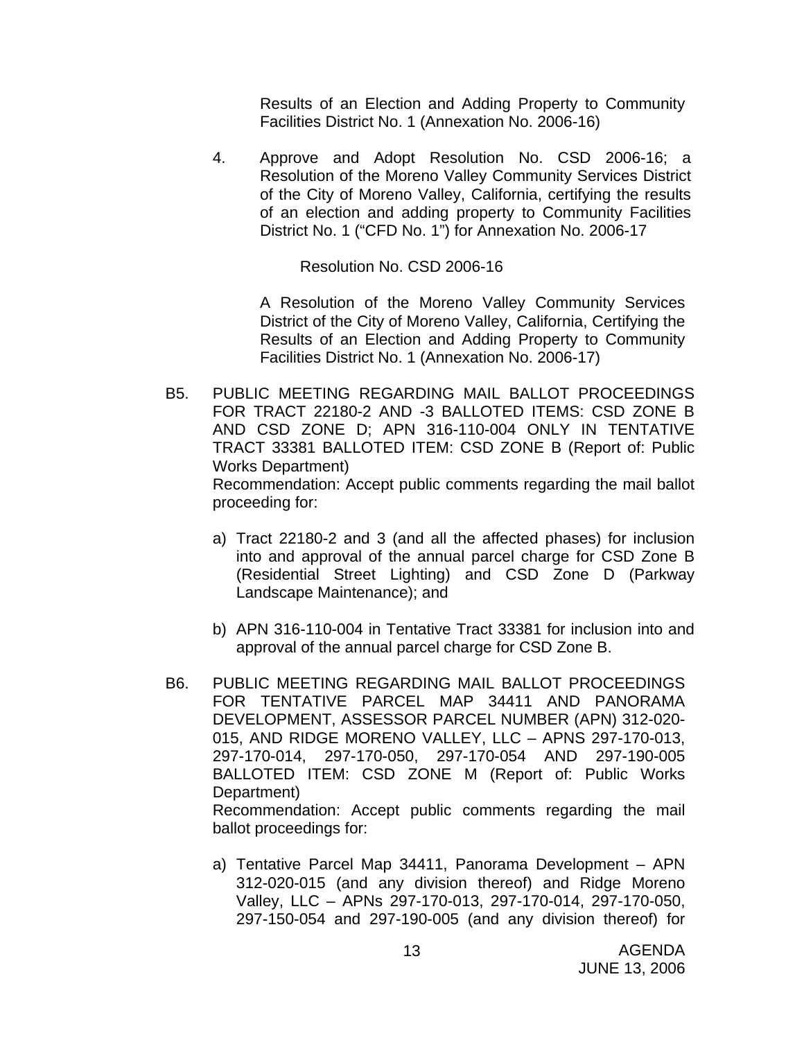Results of an Election and Adding Property to Community Facilities District No. 1 (Annexation No. 2006-16)

4. Approve and Adopt Resolution No. CSD 2006-16; a Resolution of the Moreno Valley Community Services District of the City of Moreno Valley, California, certifying the results of an election and adding property to Community Facilities District No. 1 ("CFD No. 1") for Annexation No. 2006-17

   Resolution No. CSD 2006-16

   A Resolution of the Moreno Valley Community Services District of the City of Moreno Valley, California, Certifying the Results of an Election and Adding Property to Community Facilities District No. 1 (Annexation No. 2006-17)

B5. PUBLIC MEETING REGARDING MAIL BALLOT PROCEEDINGS FOR TRACT 22180-2 AND -3 BALLOTED ITEMS: CSD ZONE B AND CSD ZONE D; APN 316-110-004 ONLY IN TENTATIVE TRACT 33381 BALLOTED ITEM: CSD ZONE B (Report of: Public Works Department)
Recommendation: Accept public comments regarding the mail ballot proceeding for:

a) Tract 22180-2 and 3 (and all the affected phases) for inclusion into and approval of the annual parcel charge for CSD Zone B (Residential Street Lighting) and CSD Zone D (Parkway Landscape Maintenance); and

b) APN 316-110-004 in Tentative Tract 33381 for inclusion into and approval of the annual parcel charge for CSD Zone B.

B6. PUBLIC MEETING REGARDING MAIL BALLOT PROCEEDINGS FOR TENTATIVE PARCEL MAP 34411 AND PANORAMA DEVELOPMENT, ASSESSOR PARCEL NUMBER (APN) 312-020-015, AND RIDGE MORENO VALLEY, LLC – APNS 297-170-013, 297-170-014, 297-170-050, 297-170-054 AND 297-190-005 BALLOTED ITEM: CSD ZONE M (Report of: Public Works Department)
Recommendation: Accept public comments regarding the mail ballot proceedings for:

a) Tentative Parcel Map 34411, Panorama Development – APN 312-020-015 (and any division thereof) and Ridge Moreno Valley, LLC – APNs 297-170-013, 297-170-014, 297-170-050, 297-150-054 and 297-190-005 (and any division thereof) for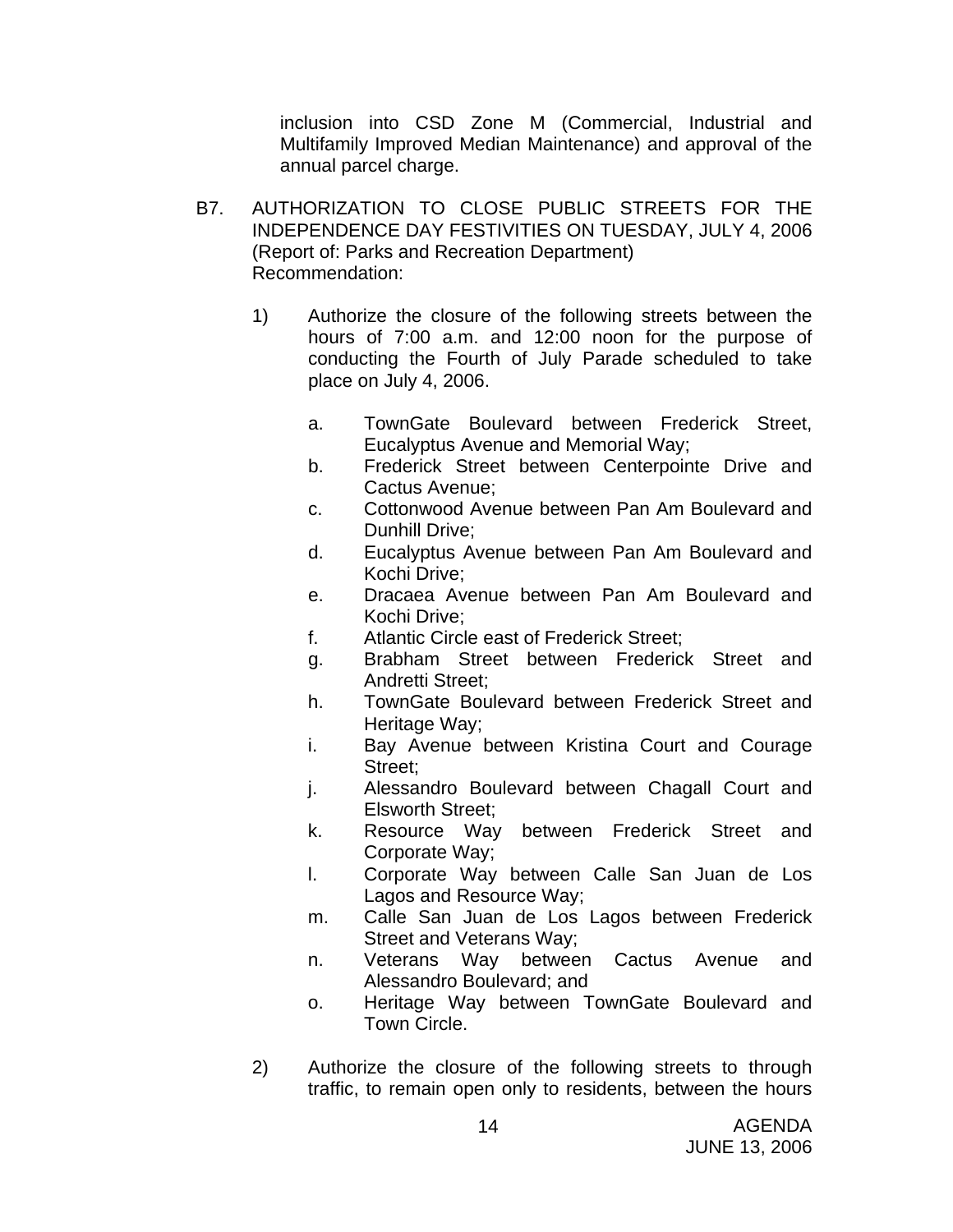inclusion into CSD Zone M (Commercial, Industrial and Multifamily Improved Median Maintenance) and approval of the annual parcel charge.

B7. AUTHORIZATION TO CLOSE PUBLIC STREETS FOR THE INDEPENDENCE DAY FESTIVITIES ON TUESDAY, JULY 4, 2006 (Report of: Parks and Recreation Department)
Recommendation:

1) Authorize the closure of the following streets between the hours of 7:00 a.m. and 12:00 noon for the purpose of conducting the Fourth of July Parade scheduled to take place on July 4, 2006.

   a. TownGate Boulevard between Frederick Street, Eucalyptus Avenue and Memorial Way;
   b. Frederick Street between Centerpointe Drive and Cactus Avenue;
   c. Cottonwood Avenue between Pan Am Boulevard and Dunhill Drive;
   d. Eucalyptus Avenue between Pan Am Boulevard and Kochi Drive;
   e. Dracaea Avenue between Pan Am Boulevard and Kochi Drive;
   f. Atlantic Circle east of Frederick Street;
   g. Brabham Street between Frederick Street and Andretti Street;
   h. TownGate Boulevard between Frederick Street and Heritage Way;
   i. Bay Avenue between Kristina Court and Courage Street;
   j. Alessandro Boulevard between Chagall Court and Elsworth Street;
   k. Resource Way between Frederick Street and Corporate Way;
   l. Corporate Way between Calle San Juan de Los Lagos and Resource Way;
   m. Calle San Juan de Los Lagos between Frederick Street and Veterans Way;
   n. Veterans Way between Cactus Avenue and Alessandro Boulevard; and
   o. Heritage Way between TownGate Boulevard and Town Circle.

2) Authorize the closure of the following streets to through traffic, to remain open only to residents, between the hours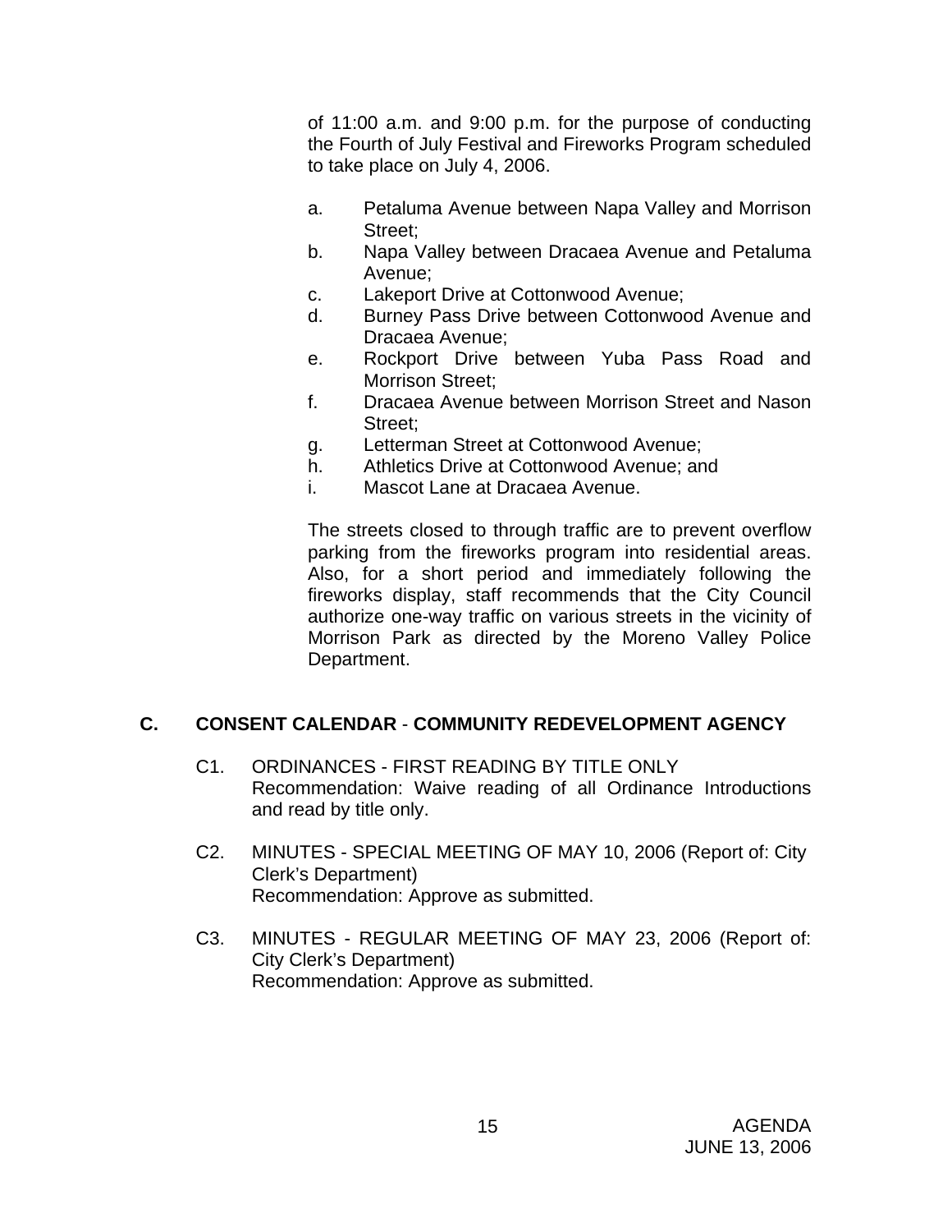of 11:00 a.m. and 9:00 p.m. for the purpose of conducting the Fourth of July Festival and Fireworks Program scheduled to take place on July 4, 2006.

a. Petaluma Avenue between Napa Valley and Morrison Street;
b. Napa Valley between Dracaea Avenue and Petaluma Avenue;
c. Lakeport Drive at Cottonwood Avenue;
d. Burney Pass Drive between Cottonwood Avenue and Dracaea Avenue;
e. Rockport Drive between Yuba Pass Road and Morrison Street;
f. Dracaea Avenue between Morrison Street and Nason Street;
g. Letterman Street at Cottonwood Avenue;
h. Athletics Drive at Cottonwood Avenue; and
i. Mascot Lane at Dracaea Avenue.

The streets closed to through traffic are to prevent overflow parking from the fireworks program into residential areas. Also, for a short period and immediately following the fireworks display, staff recommends that the City Council authorize one-way traffic on various streets in the vicinity of Morrison Park as directed by the Moreno Valley Police Department.

## C. CONSENT CALENDAR - COMMUNITY REDEVELOPMENT AGENCY

C1. ORDINANCES - FIRST READING BY TITLE ONLY
Recommendation: Waive reading of all Ordinance Introductions and read by title only.

C2. MINUTES - SPECIAL MEETING OF MAY 10, 2006 (Report of: City Clerk's Department)
Recommendation: Approve as submitted.

C3. MINUTES - REGULAR MEETING OF MAY 23, 2006 (Report of: City Clerk's Department)
Recommendation: Approve as submitted.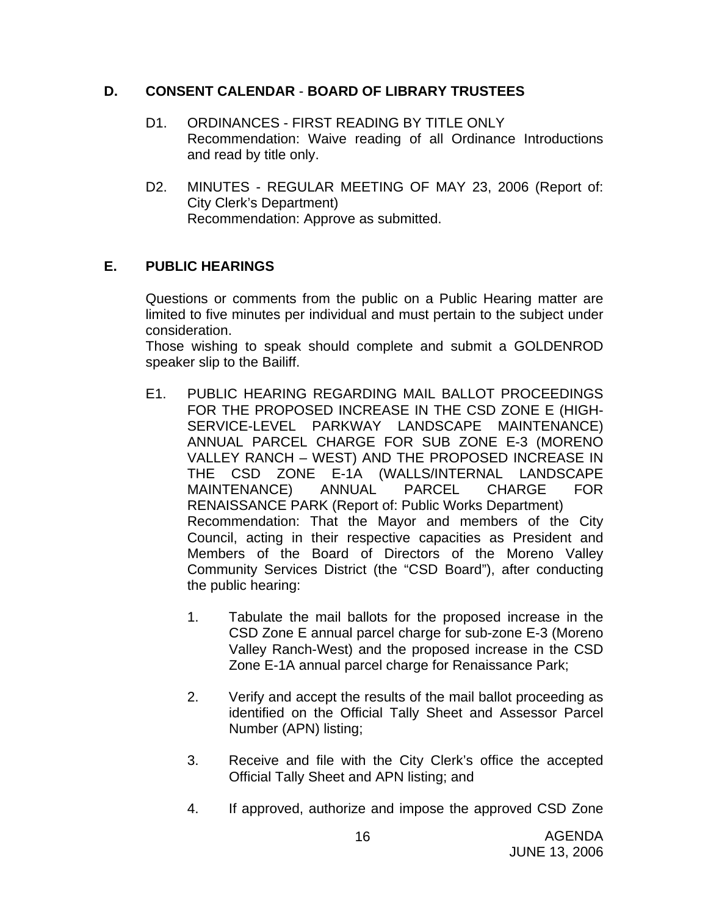## D. CONSENT CALENDAR - BOARD OF LIBRARY TRUSTEES

D1. ORDINANCES - FIRST READING BY TITLE ONLY
Recommendation: Waive reading of all Ordinance Introductions and read by title only.

D2. MINUTES - REGULAR MEETING OF MAY 23, 2006 (Report of: City Clerk's Department)
Recommendation: Approve as submitted.

## E. PUBLIC HEARINGS

Questions or comments from the public on a Public Hearing matter are limited to five minutes per individual and must pertain to the subject under consideration.
Those wishing to speak should complete and submit a GOLDENROD speaker slip to the Bailiff.

E1. PUBLIC HEARING REGARDING MAIL BALLOT PROCEEDINGS FOR THE PROPOSED INCREASE IN THE CSD ZONE E (HIGH-SERVICE-LEVEL PARKWAY LANDSCAPE MAINTENANCE) ANNUAL PARCEL CHARGE FOR SUB ZONE E-3 (MORENO VALLEY RANCH – WEST) AND THE PROPOSED INCREASE IN THE CSD ZONE E-1A (WALLS/INTERNAL LANDSCAPE MAINTENANCE) ANNUAL PARCEL CHARGE FOR RENAISSANCE PARK (Report of: Public Works Department)
Recommendation: That the Mayor and members of the City Council, acting in their respective capacities as President and Members of the Board of Directors of the Moreno Valley Community Services District (the "CSD Board"), after conducting the public hearing:

1. Tabulate the mail ballots for the proposed increase in the CSD Zone E annual parcel charge for sub-zone E-3 (Moreno Valley Ranch-West) and the proposed increase in the CSD Zone E-1A annual parcel charge for Renaissance Park;

2. Verify and accept the results of the mail ballot proceeding as identified on the Official Tally Sheet and Assessor Parcel Number (APN) listing;

3. Receive and file with the City Clerk's office the accepted Official Tally Sheet and APN listing; and

4. If approved, authorize and impose the approved CSD Zone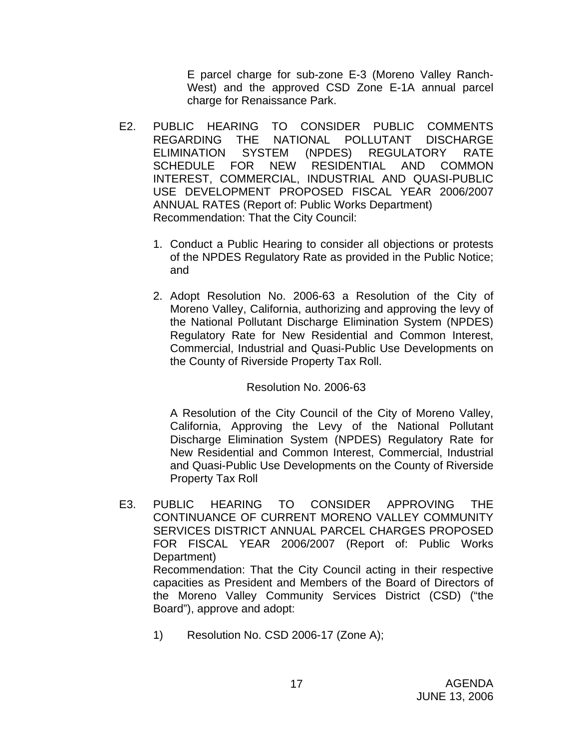E parcel charge for sub-zone E-3 (Moreno Valley Ranch-West) and the approved CSD Zone E-1A annual parcel charge for Renaissance Park.

E2. PUBLIC HEARING TO CONSIDER PUBLIC COMMENTS REGARDING THE NATIONAL POLLUTANT DISCHARGE ELIMINATION SYSTEM (NPDES) REGULATORY RATE SCHEDULE FOR NEW RESIDENTIAL AND COMMON INTEREST, COMMERCIAL, INDUSTRIAL AND QUASI-PUBLIC USE DEVELOPMENT PROPOSED FISCAL YEAR 2006/2007 ANNUAL RATES (Report of: Public Works Department)
Recommendation: That the City Council:

1. Conduct a Public Hearing to consider all objections or protests of the NPDES Regulatory Rate as provided in the Public Notice; and

2. Adopt Resolution No. 2006-63 a Resolution of the City of Moreno Valley, California, authorizing and approving the levy of the National Pollutant Discharge Elimination System (NPDES) Regulatory Rate for New Residential and Common Interest, Commercial, Industrial and Quasi-Public Use Developments on the County of Riverside Property Tax Roll.

Resolution No. 2006-63

A Resolution of the City Council of the City of Moreno Valley, California, Approving the Levy of the National Pollutant Discharge Elimination System (NPDES) Regulatory Rate for New Residential and Common Interest, Commercial, Industrial and Quasi-Public Use Developments on the County of Riverside Property Tax Roll

E3. PUBLIC HEARING TO CONSIDER APPROVING THE CONTINUANCE OF CURRENT MORENO VALLEY COMMUNITY SERVICES DISTRICT ANNUAL PARCEL CHARGES PROPOSED FOR FISCAL YEAR 2006/2007 (Report of: Public Works Department)
Recommendation: That the City Council acting in their respective capacities as President and Members of the Board of Directors of the Moreno Valley Community Services District (CSD) ("the Board"), approve and adopt:

1) Resolution No. CSD 2006-17 (Zone A);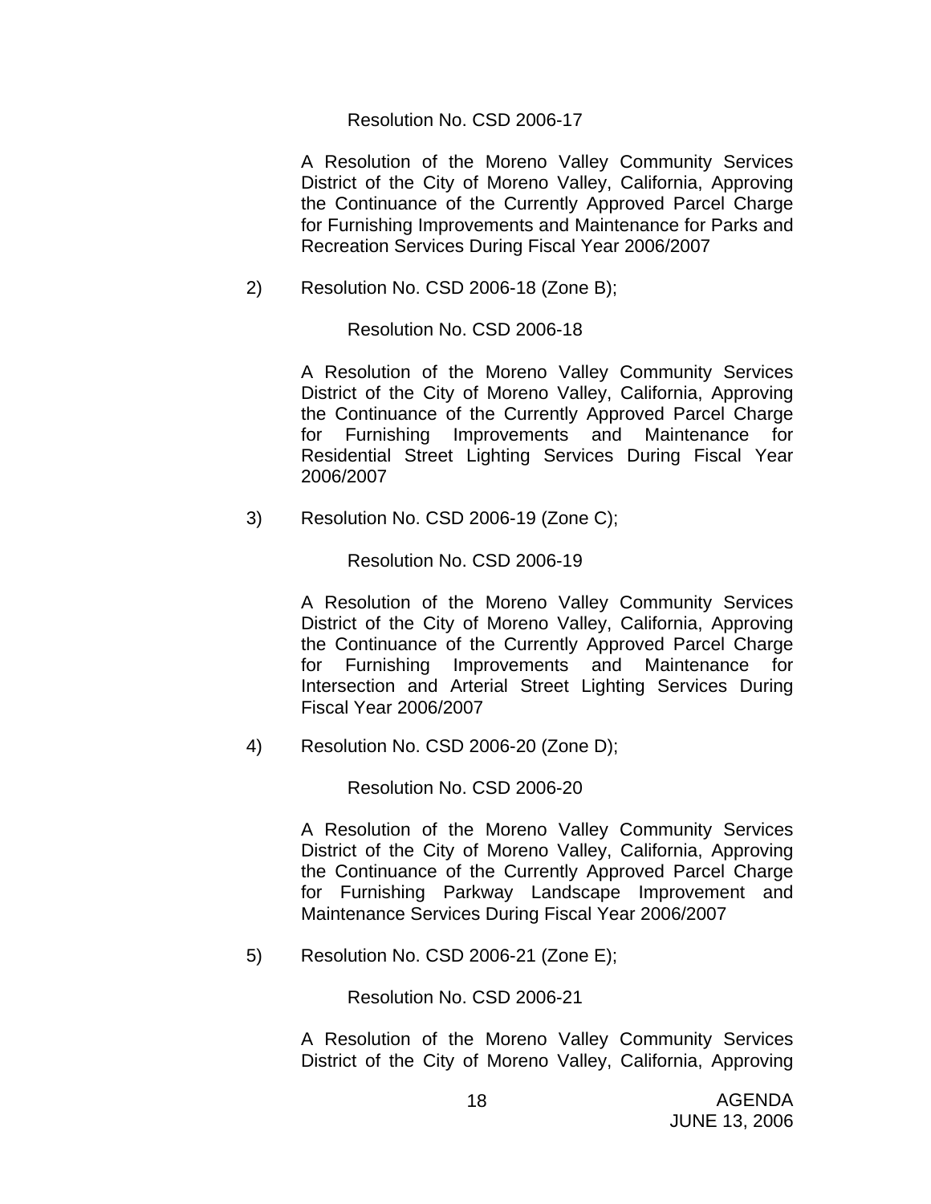Resolution No. CSD 2006-17

A Resolution of the Moreno Valley Community Services District of the City of Moreno Valley, California, Approving the Continuance of the Currently Approved Parcel Charge for Furnishing Improvements and Maintenance for Parks and Recreation Services During Fiscal Year 2006/2007

2) Resolution No. CSD 2006-18 (Zone B);

Resolution No. CSD 2006-18

A Resolution of the Moreno Valley Community Services District of the City of Moreno Valley, California, Approving the Continuance of the Currently Approved Parcel Charge for Furnishing Improvements and Maintenance for Residential Street Lighting Services During Fiscal Year 2006/2007

3) Resolution No. CSD 2006-19 (Zone C);

Resolution No. CSD 2006-19

A Resolution of the Moreno Valley Community Services District of the City of Moreno Valley, California, Approving the Continuance of the Currently Approved Parcel Charge for Furnishing Improvements and Maintenance for Intersection and Arterial Street Lighting Services During Fiscal Year 2006/2007

4) Resolution No. CSD 2006-20 (Zone D);

Resolution No. CSD 2006-20

A Resolution of the Moreno Valley Community Services District of the City of Moreno Valley, California, Approving the Continuance of the Currently Approved Parcel Charge for Furnishing Parkway Landscape Improvement and Maintenance Services During Fiscal Year 2006/2007

5) Resolution No. CSD 2006-21 (Zone E);

Resolution No. CSD 2006-21

A Resolution of the Moreno Valley Community Services District of the City of Moreno Valley, California, Approving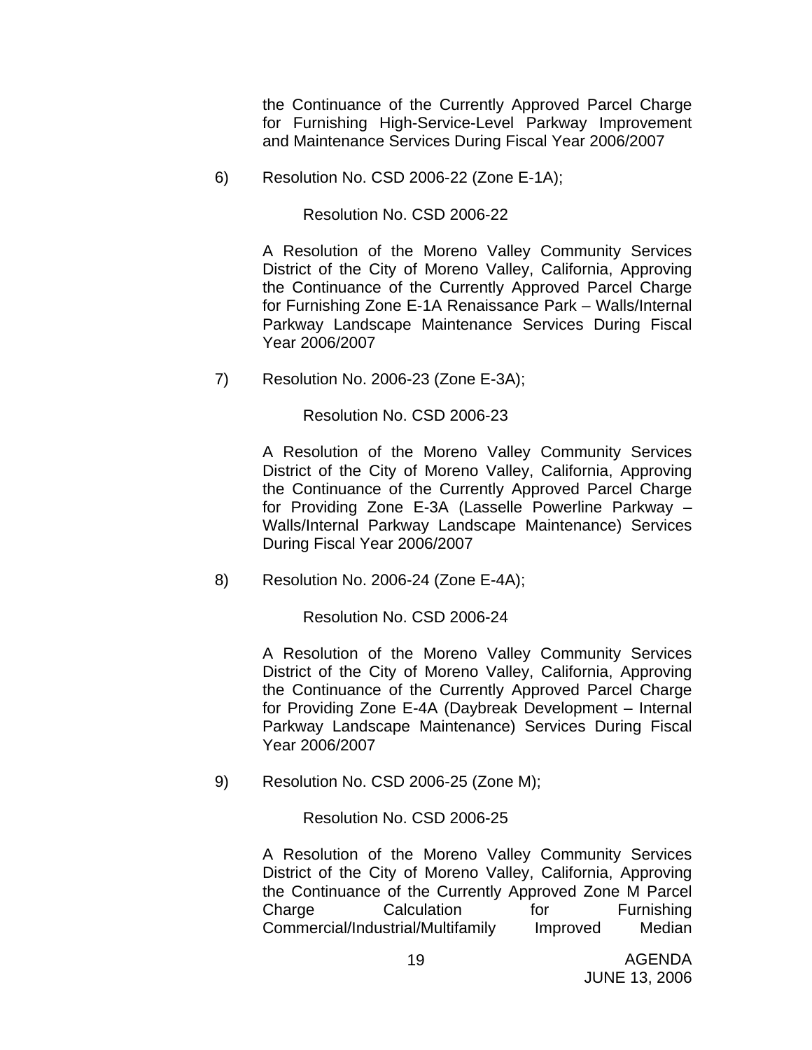the Continuance of the Currently Approved Parcel Charge for Furnishing High-Service-Level Parkway Improvement and Maintenance Services During Fiscal Year 2006/2007

6) Resolution No. CSD 2006-22 (Zone E-1A);

Resolution No. CSD 2006-22

A Resolution of the Moreno Valley Community Services District of the City of Moreno Valley, California, Approving the Continuance of the Currently Approved Parcel Charge for Furnishing Zone E-1A Renaissance Park – Walls/Internal Parkway Landscape Maintenance Services During Fiscal Year 2006/2007

7) Resolution No. 2006-23 (Zone E-3A);

Resolution No. CSD 2006-23

A Resolution of the Moreno Valley Community Services District of the City of Moreno Valley, California, Approving the Continuance of the Currently Approved Parcel Charge for Providing Zone E-3A (Lasselle Powerline Parkway – Walls/Internal Parkway Landscape Maintenance) Services During Fiscal Year 2006/2007

8) Resolution No. 2006-24 (Zone E-4A);

Resolution No. CSD 2006-24

A Resolution of the Moreno Valley Community Services District of the City of Moreno Valley, California, Approving the Continuance of the Currently Approved Parcel Charge for Providing Zone E-4A (Daybreak Development – Internal Parkway Landscape Maintenance) Services During Fiscal Year 2006/2007

9) Resolution No. CSD 2006-25 (Zone M);

Resolution No. CSD 2006-25

A Resolution of the Moreno Valley Community Services District of the City of Moreno Valley, California, Approving the Continuance of the Currently Approved Zone M Parcel Charge Calculation for Furnishing Commercial/Industrial/Multifamily Improved Median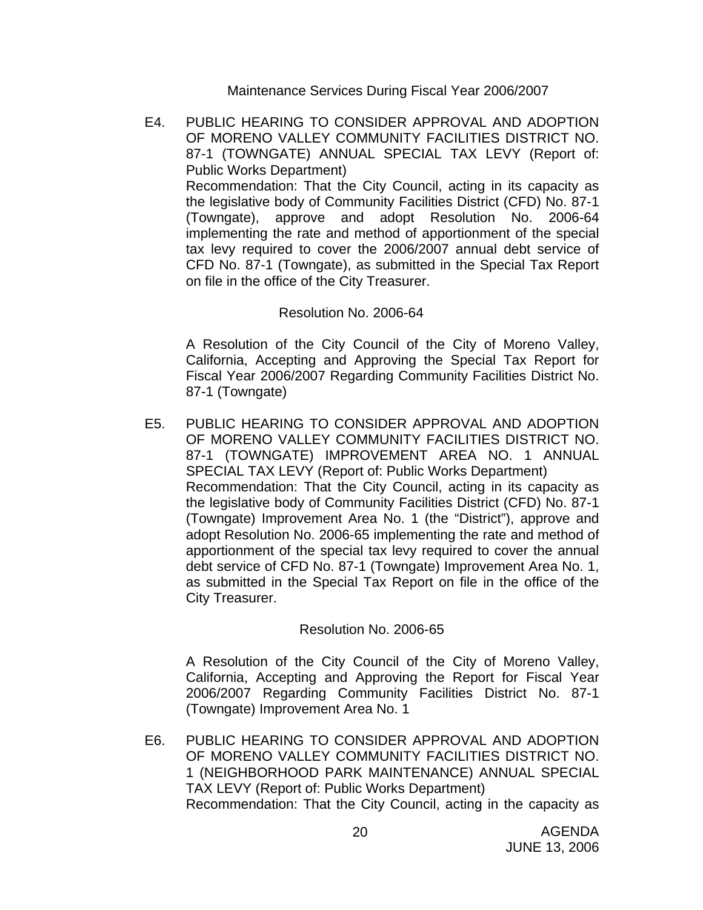Maintenance Services During Fiscal Year 2006/2007

E4. PUBLIC HEARING TO CONSIDER APPROVAL AND ADOPTION OF MORENO VALLEY COMMUNITY FACILITIES DISTRICT NO. 87-1 (TOWNGATE) ANNUAL SPECIAL TAX LEVY (Report of: Public Works Department)
Recommendation: That the City Council, acting in its capacity as the legislative body of Community Facilities District (CFD) No. 87-1 (Towngate), approve and adopt Resolution No. 2006-64 implementing the rate and method of apportionment of the special tax levy required to cover the 2006/2007 annual debt service of CFD No. 87-1 (Towngate), as submitted in the Special Tax Report on file in the office of the City Treasurer.

Resolution No. 2006-64

A Resolution of the City Council of the City of Moreno Valley, California, Accepting and Approving the Special Tax Report for Fiscal Year 2006/2007 Regarding Community Facilities District No. 87-1 (Towngate)

E5. PUBLIC HEARING TO CONSIDER APPROVAL AND ADOPTION OF MORENO VALLEY COMMUNITY FACILITIES DISTRICT NO. 87-1 (TOWNGATE) IMPROVEMENT AREA NO. 1 ANNUAL SPECIAL TAX LEVY (Report of: Public Works Department)
Recommendation: That the City Council, acting in its capacity as the legislative body of Community Facilities District (CFD) No. 87-1 (Towngate) Improvement Area No. 1 (the "District"), approve and adopt Resolution No. 2006-65 implementing the rate and method of apportionment of the special tax levy required to cover the annual debt service of CFD No. 87-1 (Towngate) Improvement Area No. 1, as submitted in the Special Tax Report on file in the office of the City Treasurer.

Resolution No. 2006-65

A Resolution of the City Council of the City of Moreno Valley, California, Accepting and Approving the Report for Fiscal Year 2006/2007 Regarding Community Facilities District No. 87-1 (Towngate) Improvement Area No. 1

E6. PUBLIC HEARING TO CONSIDER APPROVAL AND ADOPTION OF MORENO VALLEY COMMUNITY FACILITIES DISTRICT NO. 1 (NEIGHBORHOOD PARK MAINTENANCE) ANNUAL SPECIAL TAX LEVY (Report of: Public Works Department)
Recommendation: That the City Council, acting in the capacity as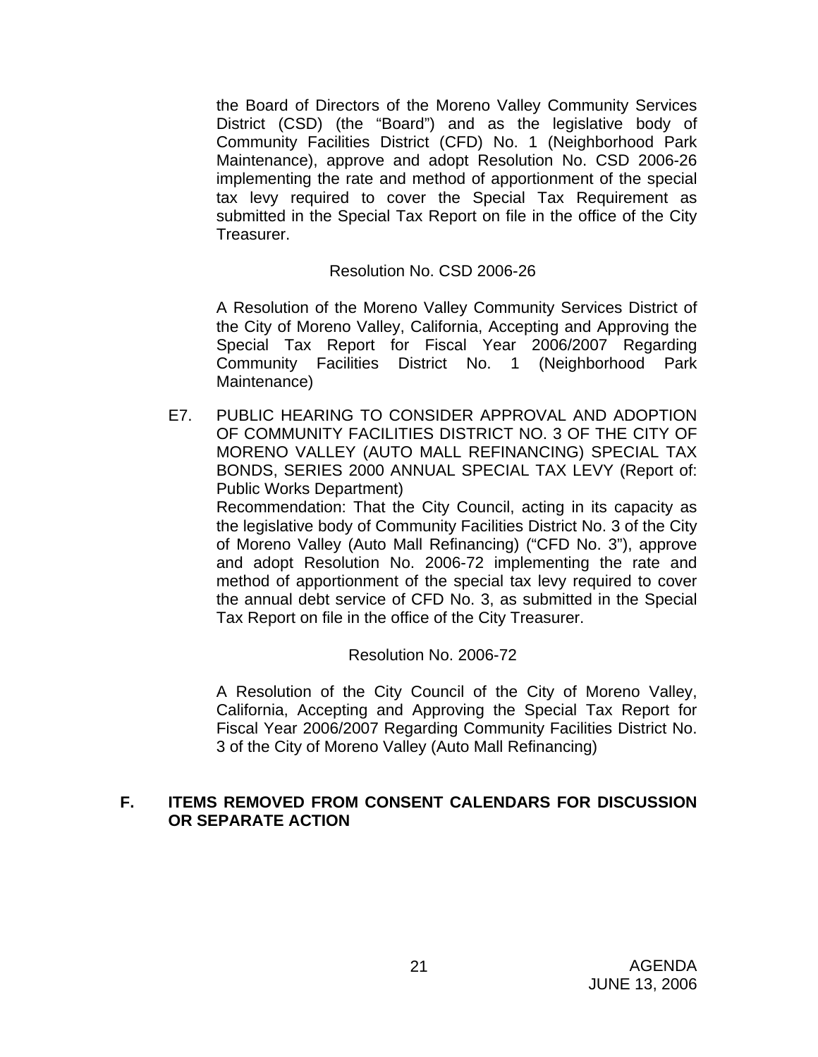the Board of Directors of the Moreno Valley Community Services District (CSD) (the "Board") and as the legislative body of Community Facilities District (CFD) No. 1 (Neighborhood Park Maintenance), approve and adopt Resolution No. CSD 2006-26 implementing the rate and method of apportionment of the special tax levy required to cover the Special Tax Requirement as submitted in the Special Tax Report on file in the office of the City Treasurer.

Resolution No. CSD 2006-26

A Resolution of the Moreno Valley Community Services District of the City of Moreno Valley, California, Accepting and Approving the Special Tax Report for Fiscal Year 2006/2007 Regarding Community Facilities District No. 1 (Neighborhood Park Maintenance)

E7. PUBLIC HEARING TO CONSIDER APPROVAL AND ADOPTION OF COMMUNITY FACILITIES DISTRICT NO. 3 OF THE CITY OF MORENO VALLEY (AUTO MALL REFINANCING) SPECIAL TAX BONDS, SERIES 2000 ANNUAL SPECIAL TAX LEVY (Report of: Public Works Department)

Recommendation: That the City Council, acting in its capacity as the legislative body of Community Facilities District No. 3 of the City of Moreno Valley (Auto Mall Refinancing) ("CFD No. 3"), approve and adopt Resolution No. 2006-72 implementing the rate and method of apportionment of the special tax levy required to cover the annual debt service of CFD No. 3, as submitted in the Special Tax Report on file in the office of the City Treasurer.

Resolution No. 2006-72

A Resolution of the City Council of the City of Moreno Valley, California, Accepting and Approving the Special Tax Report for Fiscal Year 2006/2007 Regarding Community Facilities District No. 3 of the City of Moreno Valley (Auto Mall Refinancing)

## F. ITEMS REMOVED FROM CONSENT CALENDARS FOR DISCUSSION OR SEPARATE ACTION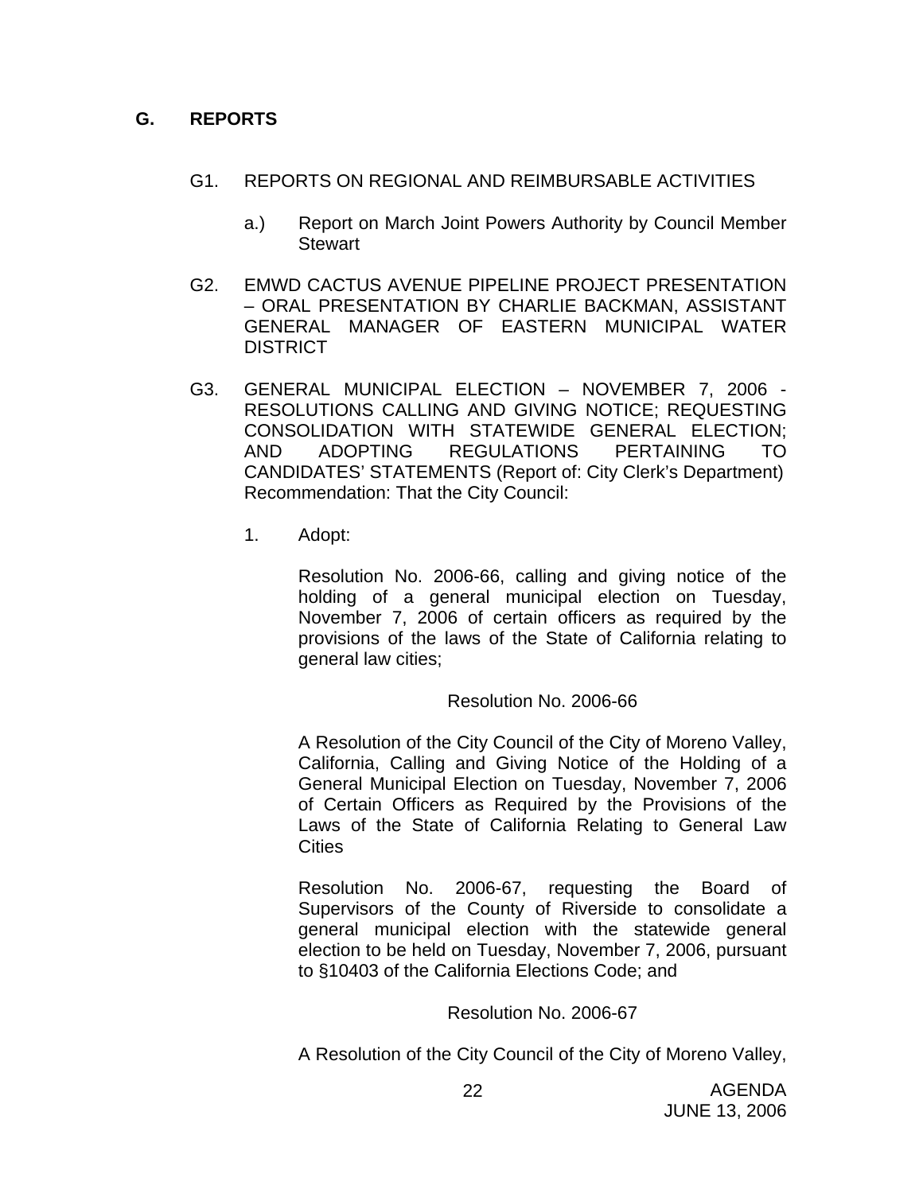## G. REPORTS

G1. REPORTS ON REGIONAL AND REIMBURSABLE ACTIVITIES

a.) Report on March Joint Powers Authority by Council Member Stewart

G2. EMWD CACTUS AVENUE PIPELINE PROJECT PRESENTATION – ORAL PRESENTATION BY CHARLIE BACKMAN, ASSISTANT GENERAL MANAGER OF EASTERN MUNICIPAL WATER DISTRICT

G3. GENERAL MUNICIPAL ELECTION – NOVEMBER 7, 2006 - RESOLUTIONS CALLING AND GIVING NOTICE; REQUESTING CONSOLIDATION WITH STATEWIDE GENERAL ELECTION; AND ADOPTING REGULATIONS PERTAINING TO CANDIDATES' STATEMENTS (Report of: City Clerk's Department)
Recommendation: That the City Council:

1. Adopt:

Resolution No. 2006-66, calling and giving notice of the holding of a general municipal election on Tuesday, November 7, 2006 of certain officers as required by the provisions of the laws of the State of California relating to general law cities;

Resolution No. 2006-66

A Resolution of the City Council of the City of Moreno Valley, California, Calling and Giving Notice of the Holding of a General Municipal Election on Tuesday, November 7, 2006 of Certain Officers as Required by the Provisions of the Laws of the State of California Relating to General Law Cities

Resolution No. 2006-67, requesting the Board of Supervisors of the County of Riverside to consolidate a general municipal election with the statewide general election to be held on Tuesday, November 7, 2006, pursuant to §10403 of the California Elections Code; and

Resolution No. 2006-67

A Resolution of the City Council of the City of Moreno Valley,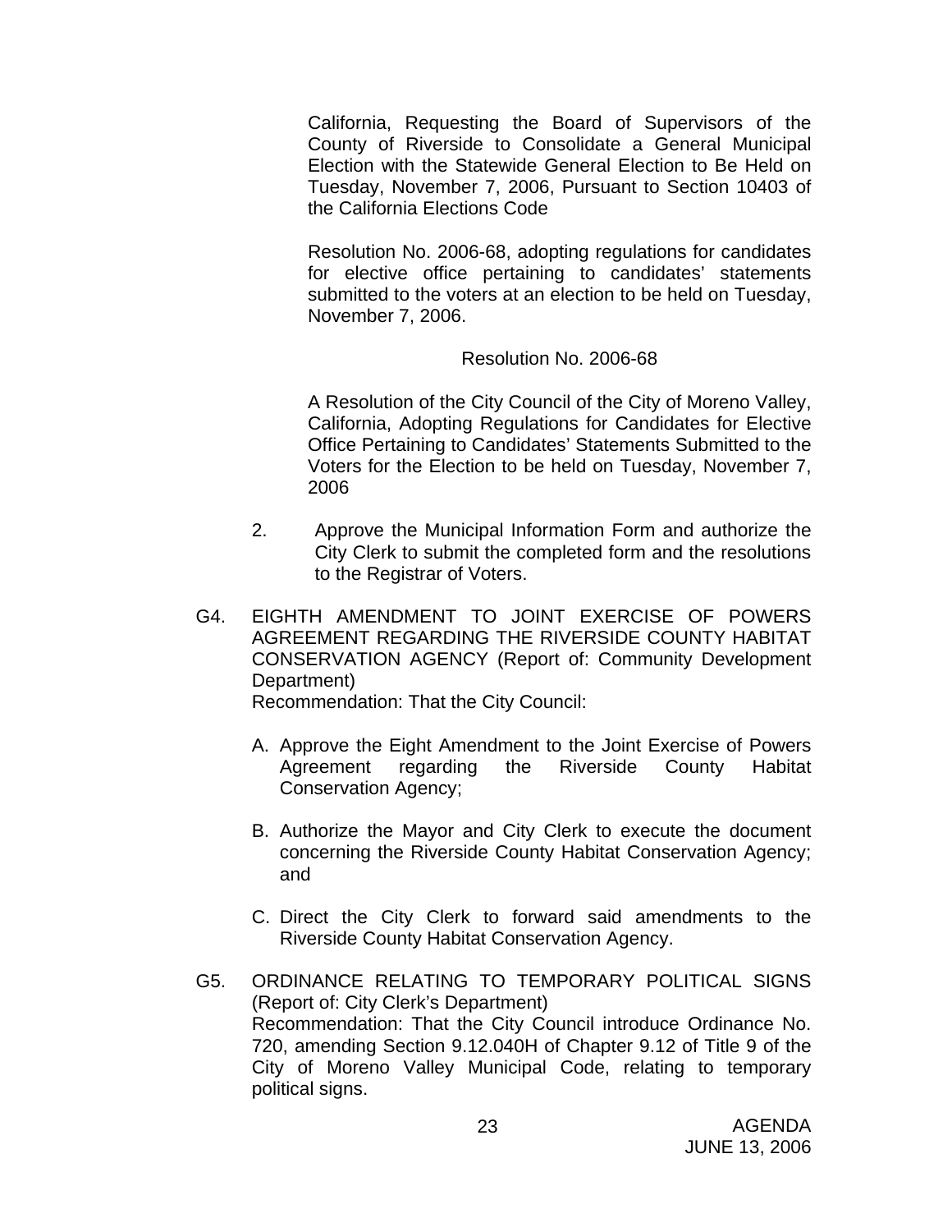California, Requesting the Board of Supervisors of the County of Riverside to Consolidate a General Municipal Election with the Statewide General Election to Be Held on Tuesday, November 7, 2006, Pursuant to Section 10403 of the California Elections Code

Resolution No. 2006-68, adopting regulations for candidates for elective office pertaining to candidates' statements submitted to the voters at an election to be held on Tuesday, November 7, 2006.

Resolution No. 2006-68

A Resolution of the City Council of the City of Moreno Valley, California, Adopting Regulations for Candidates for Elective Office Pertaining to Candidates' Statements Submitted to the Voters for the Election to be held on Tuesday, November 7, 2006

2. Approve the Municipal Information Form and authorize the City Clerk to submit the completed form and the resolutions to the Registrar of Voters.

G4. EIGHTH AMENDMENT TO JOINT EXERCISE OF POWERS AGREEMENT REGARDING THE RIVERSIDE COUNTY HABITAT CONSERVATION AGENCY (Report of: Community Development Department)
Recommendation: That the City Council:

A. Approve the Eight Amendment to the Joint Exercise of Powers Agreement regarding the Riverside County Habitat Conservation Agency;

B. Authorize the Mayor and City Clerk to execute the document concerning the Riverside County Habitat Conservation Agency; and

C. Direct the City Clerk to forward said amendments to the Riverside County Habitat Conservation Agency.

G5. ORDINANCE RELATING TO TEMPORARY POLITICAL SIGNS (Report of: City Clerk's Department)
Recommendation: That the City Council introduce Ordinance No. 720, amending Section 9.12.040H of Chapter 9.12 of Title 9 of the City of Moreno Valley Municipal Code, relating to temporary political signs.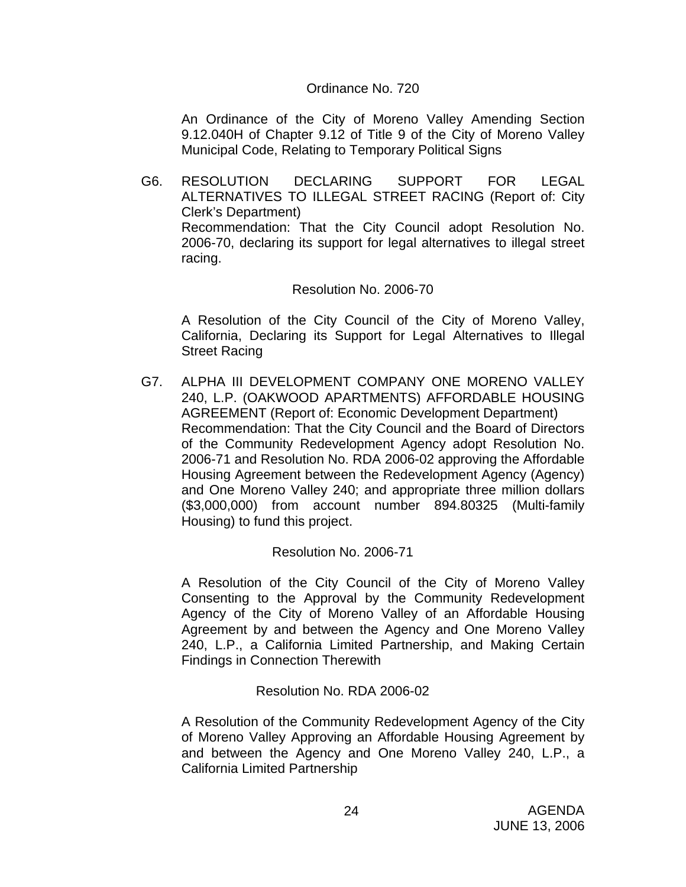Ordinance No. 720

An Ordinance of the City of Moreno Valley Amending Section 9.12.040H of Chapter 9.12 of Title 9 of the City of Moreno Valley Municipal Code, Relating to Temporary Political Signs

G6. RESOLUTION DECLARING SUPPORT FOR LEGAL ALTERNATIVES TO ILLEGAL STREET RACING (Report of: City Clerk's Department)
Recommendation: That the City Council adopt Resolution No. 2006-70, declaring its support for legal alternatives to illegal street racing.

Resolution No. 2006-70

A Resolution of the City Council of the City of Moreno Valley, California, Declaring its Support for Legal Alternatives to Illegal Street Racing

G7. ALPHA III DEVELOPMENT COMPANY ONE MORENO VALLEY 240, L.P. (OAKWOOD APARTMENTS) AFFORDABLE HOUSING AGREEMENT (Report of: Economic Development Department)
Recommendation: That the City Council and the Board of Directors of the Community Redevelopment Agency adopt Resolution No. 2006-71 and Resolution No. RDA 2006-02 approving the Affordable Housing Agreement between the Redevelopment Agency (Agency) and One Moreno Valley 240; and appropriate three million dollars ($3,000,000) from account number 894.80325 (Multi-family Housing) to fund this project.

Resolution No. 2006-71

A Resolution of the City Council of the City of Moreno Valley Consenting to the Approval by the Community Redevelopment Agency of the City of Moreno Valley of an Affordable Housing Agreement by and between the Agency and One Moreno Valley 240, L.P., a California Limited Partnership, and Making Certain Findings in Connection Therewith

Resolution No. RDA 2006-02

A Resolution of the Community Redevelopment Agency of the City of Moreno Valley Approving an Affordable Housing Agreement by and between the Agency and One Moreno Valley 240, L.P., a California Limited Partnership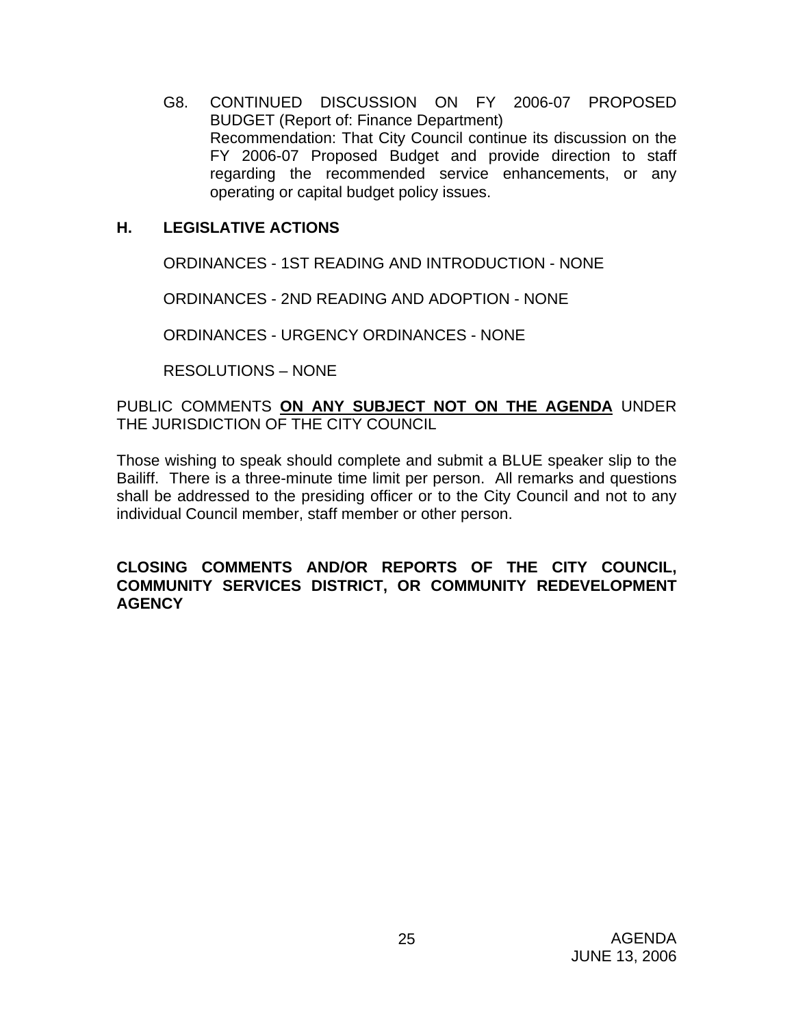G8. CONTINUED DISCUSSION ON FY 2006-07 PROPOSED BUDGET (Report of: Finance Department)
Recommendation: That City Council continue its discussion on the FY 2006-07 Proposed Budget and provide direction to staff regarding the recommended service enhancements, or any operating or capital budget policy issues.

## H. LEGISLATIVE ACTIONS

ORDINANCES - 1ST READING AND INTRODUCTION - NONE

ORDINANCES - 2ND READING AND ADOPTION - NONE

ORDINANCES - URGENCY ORDINANCES - NONE

RESOLUTIONS – NONE

PUBLIC COMMENTS **ON ANY SUBJECT NOT ON THE AGENDA** UNDER THE JURISDICTION OF THE CITY COUNCIL

Those wishing to speak should complete and submit a BLUE speaker slip to the Bailiff. There is a three-minute time limit per person. All remarks and questions shall be addressed to the presiding officer or to the City Council and not to any individual Council member, staff member or other person.

**CLOSING COMMENTS AND/OR REPORTS OF THE CITY COUNCIL, COMMUNITY SERVICES DISTRICT, OR COMMUNITY REDEVELOPMENT AGENCY**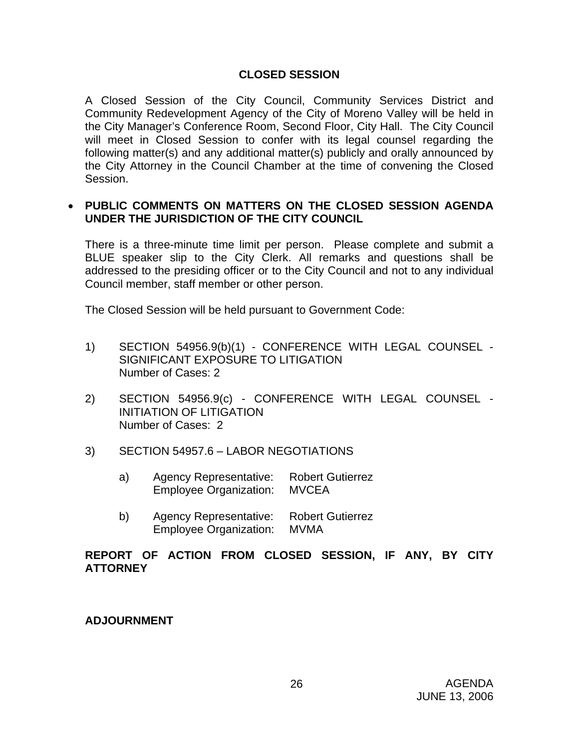## CLOSED SESSION

A Closed Session of the City Council, Community Services District and Community Redevelopment Agency of the City of Moreno Valley will be held in the City Manager's Conference Room, Second Floor, City Hall. The City Council will meet in Closed Session to confer with its legal counsel regarding the following matter(s) and any additional matter(s) publicly and orally announced by the City Attorney in the Council Chamber at the time of convening the Closed Session.

- **PUBLIC COMMENTS ON MATTERS ON THE CLOSED SESSION AGENDA UNDER THE JURISDICTION OF THE CITY COUNCIL**

  There is a three-minute time limit per person. Please complete and submit a BLUE speaker slip to the City Clerk. All remarks and questions shall be addressed to the presiding officer or to the City Council and not to any individual Council member, staff member or other person.

  The Closed Session will be held pursuant to Government Code:

1) SECTION 54956.9(b)(1) - CONFERENCE WITH LEGAL COUNSEL - SIGNIFICANT EXPOSURE TO LITIGATION
   Number of Cases: 2

2) SECTION 54956.9(c) - CONFERENCE WITH LEGAL COUNSEL - INITIATION OF LITIGATION
   Number of Cases: 2

3) SECTION 54957.6 – LABOR NEGOTIATIONS

   a) Agency Representative: Robert Gutierrez
      Employee Organization: MVCEA

   b) Agency Representative: Robert Gutierrez
      Employee Organization: MVMA

**REPORT OF ACTION FROM CLOSED SESSION, IF ANY, BY CITY ATTORNEY**

**ADJOURNMENT**